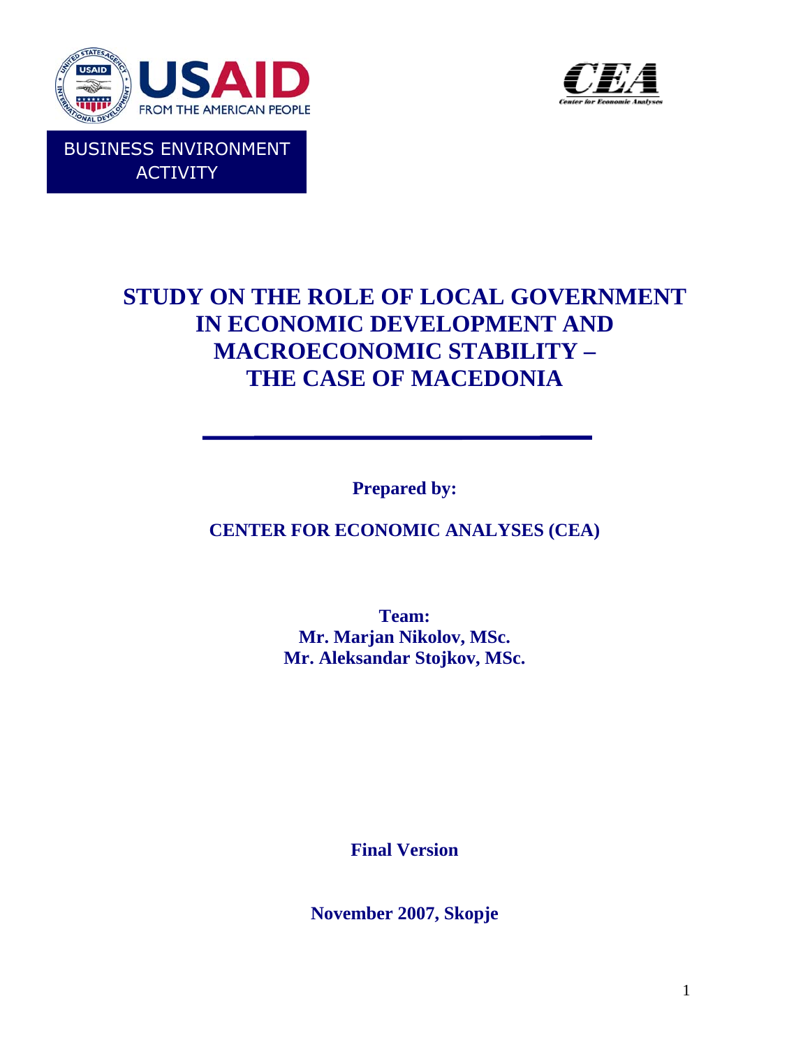USAID

FROM THE AMERICAN PEOPLE

BUSINESS ENVIRONMENT ACTIVITY

CEA

Center for Economic Analyses

# STUDY ON THE ROLE OF LOCAL GOVERNMENT IN ECONOMIC DEVELOPMENT AND MACROECONOMIC STABILITY – THE CASE OF MACEDONIA

**Prepared by:**

**CENTER FOR ECONOMIC ANALYSES (CEA)**

**Team:**
**Mr. Marjan Nikolov, MSc.**
**Mr. Aleksandar Stojkov, MSc.**

**Final Version**

**November 2007, Skopje**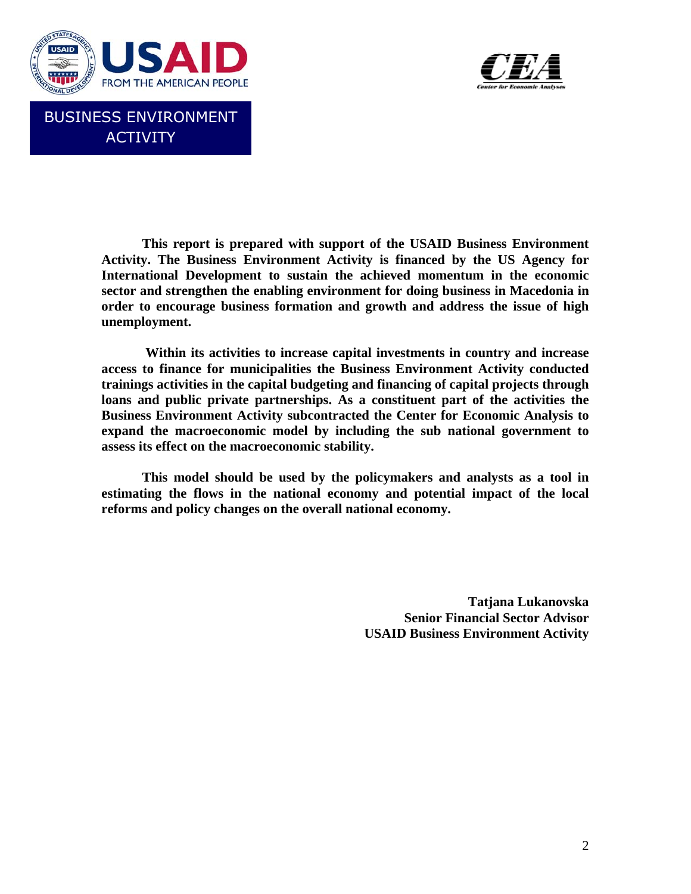USAID
FROM THE AMERICAN PEOPLE

BUSINESS ENVIRONMENT ACTIVITY

CEA
Center for Economic Analyses

**This report is prepared with support of the USAID Business Environment Activity. The Business Environment Activity is financed by the US Agency for International Development to sustain the achieved momentum in the economic sector and strengthen the enabling environment for doing business in Macedonia in order to encourage business formation and growth and address the issue of high unemployment.**

**Within its activities to increase capital investments in country and increase access to finance for municipalities the Business Environment Activity conducted trainings activities in the capital budgeting and financing of capital projects through loans and public private partnerships. As a constituent part of the activities the Business Environment Activity subcontracted the Center for Economic Analysis to expand the macroeconomic model by including the sub national government to assess its effect on the macroeconomic stability.**

**This model should be used by the policymakers and analysts as a tool in estimating the flows in the national economy and potential impact of the local reforms and policy changes on the overall national economy.**

**Tatjana Lukanovska**
**Senior Financial Sector Advisor**
**USAID Business Environment Activity**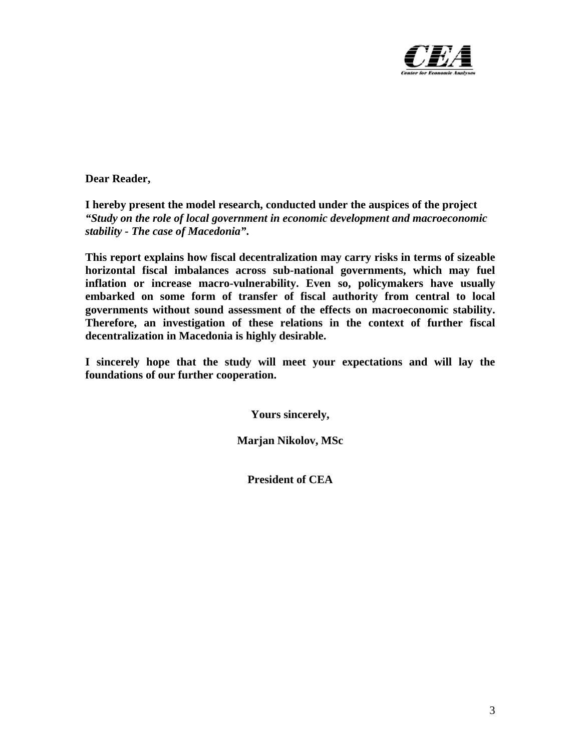**Dear Reader,**

**I hereby present the model research, conducted under the auspices of the project *"Study on the role of local government in economic development and macroeconomic stability - The case of Macedonia".***

**This report explains how fiscal decentralization may carry risks in terms of sizeable horizontal fiscal imbalances across sub-national governments, which may fuel inflation or increase macro-vulnerability. Even so, policymakers have usually embarked on some form of transfer of fiscal authority from central to local governments without sound assessment of the effects on macroeconomic stability. Therefore, an investigation of these relations in the context of further fiscal decentralization in Macedonia is highly desirable.**

**I sincerely hope that the study will meet your expectations and will lay the foundations of our further cooperation.**

**Yours sincerely,**

**Marjan Nikolov, MSc**

**President of CEA**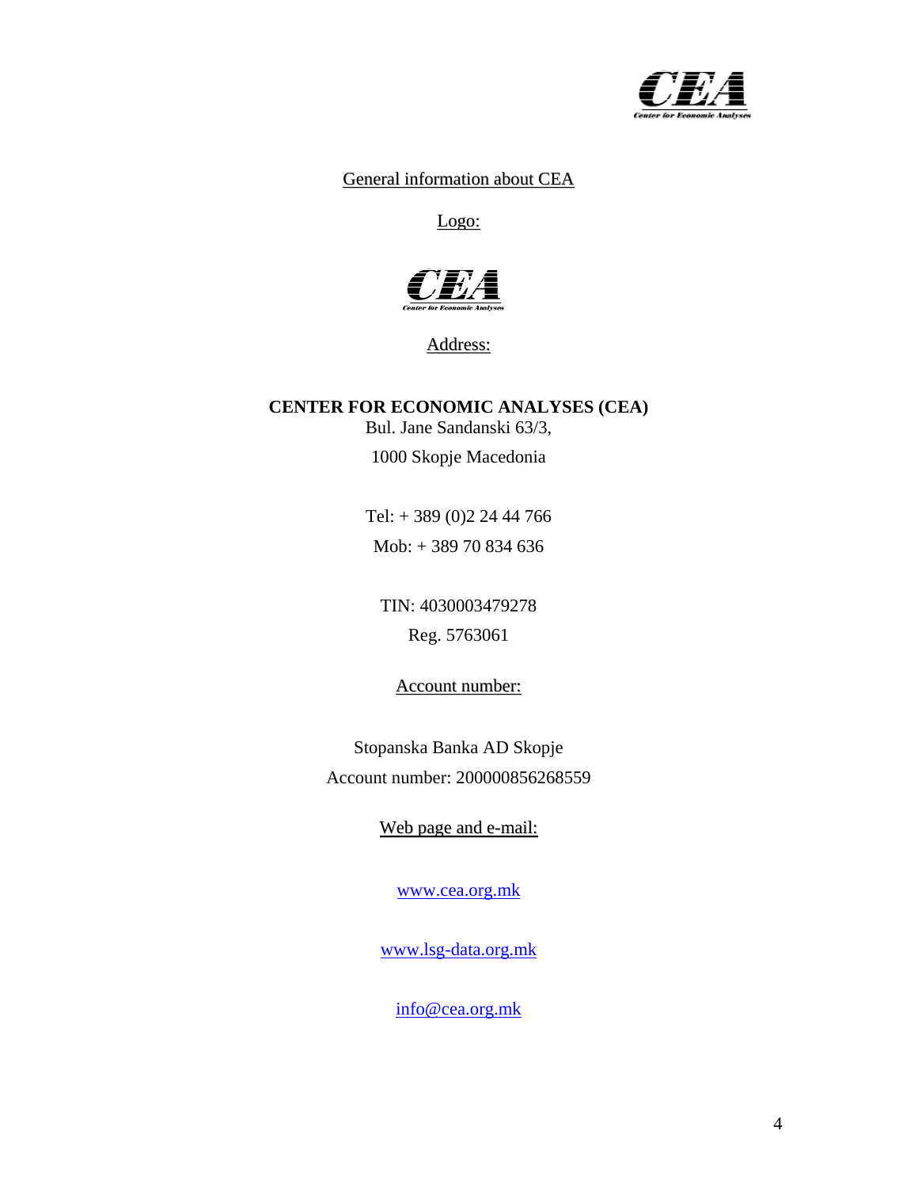General information about CEA

Logo:

Address:

**CENTER FOR ECONOMIC ANALYSES (CEA)**
Bul. Jane Sandanski 63/3,
1000 Skopje Macedonia

Tel: + 389 (0)2 24 44 766
Mob: + 389 70 834 636

TIN: 4030003479278
Reg. 5763061

Account number:

Stopanska Banka AD Skopje
Account number: 200000856268559

Web page and e-mail:

www.cea.org.mk

www.lsg-data.org.mk

info@cea.org.mk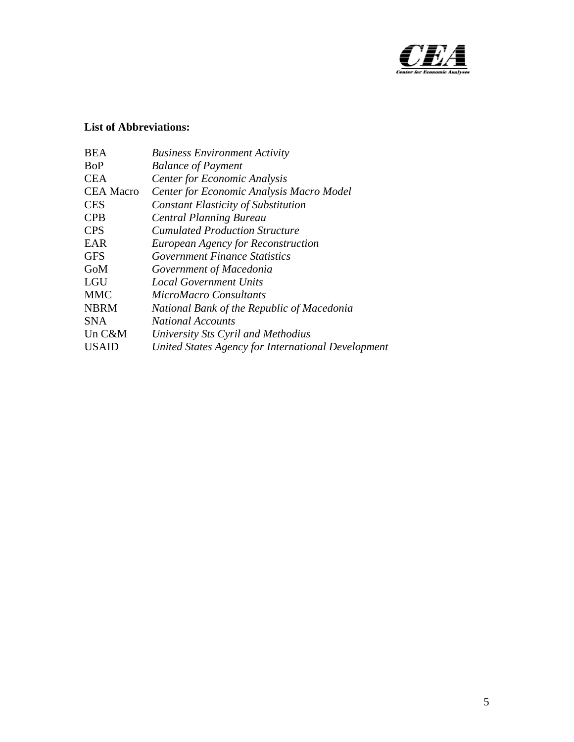**List of Abbreviations:**

| | |
|---|---|
| BEA | *Business Environment Activity* |
| BoP | *Balance of Payment* |
| CEA | *Center for Economic Analysis* |
| CEA Macro | *Center for Economic Analysis Macro Model* |
| CES | *Constant Elasticity of Substitution* |
| CPB | *Central Planning Bureau* |
| CPS | *Cumulated Production Structure* |
| EAR | *European Agency for Reconstruction* |
| GFS | *Government Finance Statistics* |
| GoM | *Government of Macedonia* |
| LGU | *Local Government Units* |
| MMC | *MicroMacro Consultants* |
| NBRM | *National Bank of the Republic of Macedonia* |
| SNA | *National Accounts* |
| Un C&M | *University Sts Cyril and Methodius* |
| USAID | *United States Agency for International Development* |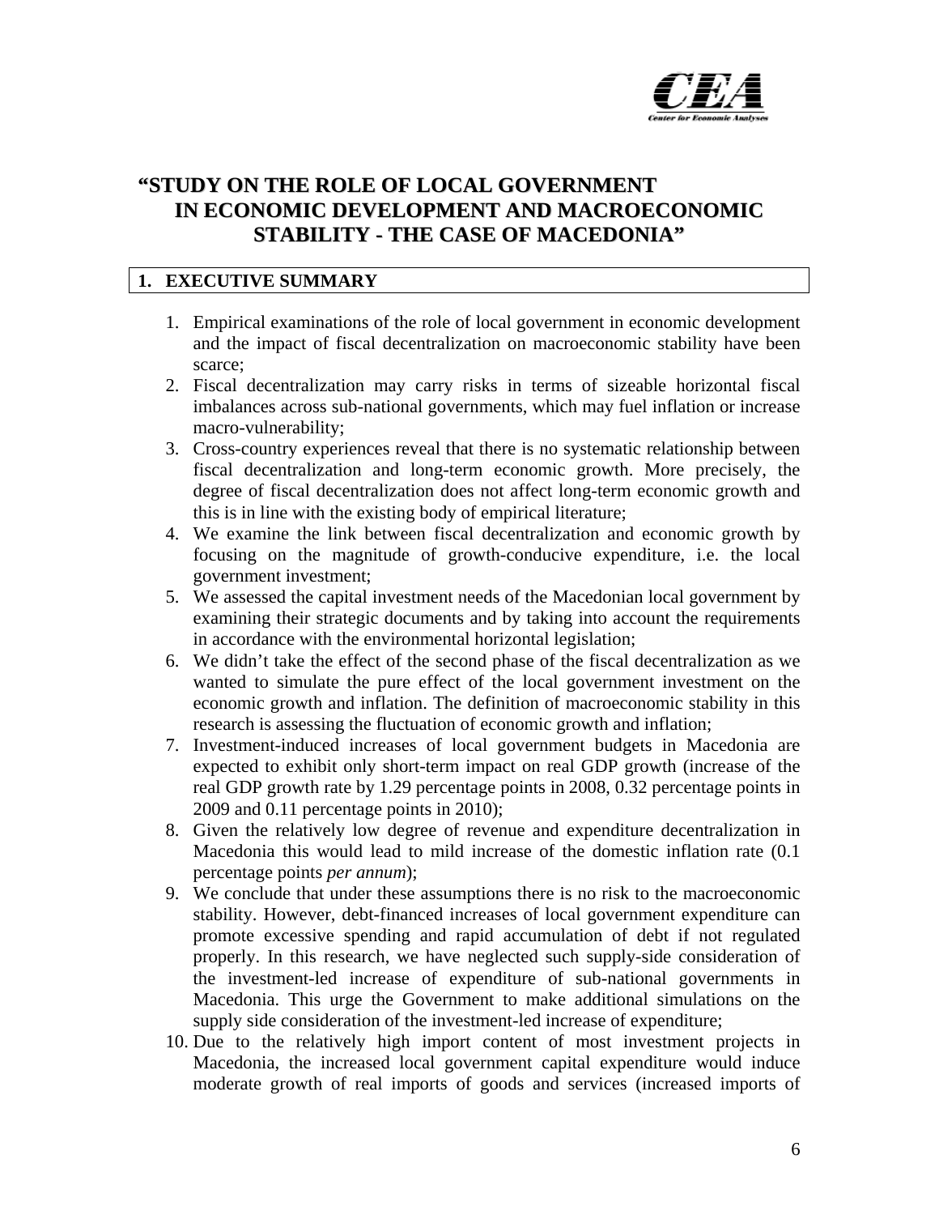# "STUDY ON THE ROLE OF LOCAL GOVERNMENT IN ECONOMIC DEVELOPMENT AND MACROECONOMIC STABILITY - THE CASE OF MACEDONIA"

## 1. EXECUTIVE SUMMARY

1. Empirical examinations of the role of local government in economic development and the impact of fiscal decentralization on macroeconomic stability have been scarce;
2. Fiscal decentralization may carry risks in terms of sizeable horizontal fiscal imbalances across sub-national governments, which may fuel inflation or increase macro-vulnerability;
3. Cross-country experiences reveal that there is no systematic relationship between fiscal decentralization and long-term economic growth. More precisely, the degree of fiscal decentralization does not affect long-term economic growth and this is in line with the existing body of empirical literature;
4. We examine the link between fiscal decentralization and economic growth by focusing on the magnitude of growth-conducive expenditure, i.e. the local government investment;
5. We assessed the capital investment needs of the Macedonian local government by examining their strategic documents and by taking into account the requirements in accordance with the environmental horizontal legislation;
6. We didn't take the effect of the second phase of the fiscal decentralization as we wanted to simulate the pure effect of the local government investment on the economic growth and inflation. The definition of macroeconomic stability in this research is assessing the fluctuation of economic growth and inflation;
7. Investment-induced increases of local government budgets in Macedonia are expected to exhibit only short-term impact on real GDP growth (increase of the real GDP growth rate by 1.29 percentage points in 2008, 0.32 percentage points in 2009 and 0.11 percentage points in 2010);
8. Given the relatively low degree of revenue and expenditure decentralization in Macedonia this would lead to mild increase of the domestic inflation rate (0.1 percentage points *per annum*);
9. We conclude that under these assumptions there is no risk to the macroeconomic stability. However, debt-financed increases of local government expenditure can promote excessive spending and rapid accumulation of debt if not regulated properly. In this research, we have neglected such supply-side consideration of the investment-led increase of expenditure of sub-national governments in Macedonia. This urge the Government to make additional simulations on the supply side consideration of the investment-led increase of expenditure;
10. Due to the relatively high import content of most investment projects in Macedonia, the increased local government capital expenditure would induce moderate growth of real imports of goods and services (increased imports of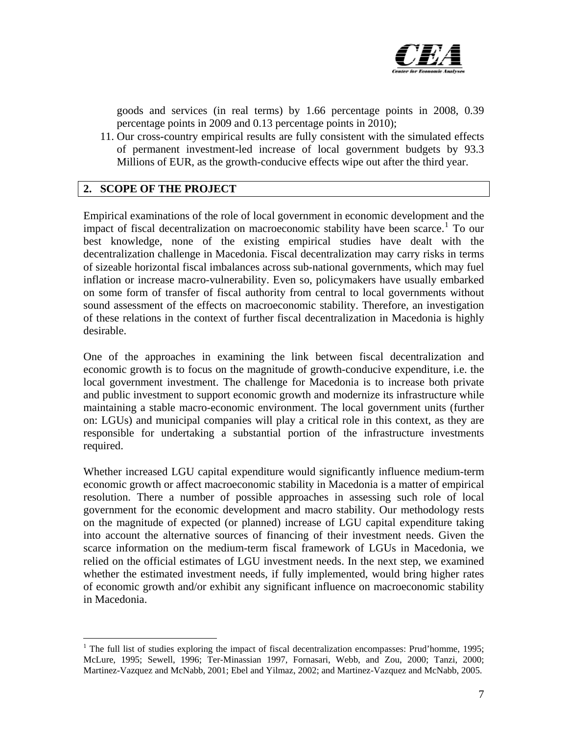goods and services (in real terms) by 1.66 percentage points in 2008, 0.39 percentage points in 2009 and 0.13 percentage points in 2010);

11. Our cross-country empirical results are fully consistent with the simulated effects of permanent investment-led increase of local government budgets by 93.3 Millions of EUR, as the growth-conducive effects wipe out after the third year.

## 2. SCOPE OF THE PROJECT

Empirical examinations of the role of local government in economic development and the impact of fiscal decentralization on macroeconomic stability have been scarce.[1] To our best knowledge, none of the existing empirical studies have dealt with the decentralization challenge in Macedonia. Fiscal decentralization may carry risks in terms of sizeable horizontal fiscal imbalances across sub-national governments, which may fuel inflation or increase macro-vulnerability. Even so, policymakers have usually embarked on some form of transfer of fiscal authority from central to local governments without sound assessment of the effects on macroeconomic stability. Therefore, an investigation of these relations in the context of further fiscal decentralization in Macedonia is highly desirable.

One of the approaches in examining the link between fiscal decentralization and economic growth is to focus on the magnitude of growth-conducive expenditure, i.e. the local government investment. The challenge for Macedonia is to increase both private and public investment to support economic growth and modernize its infrastructure while maintaining a stable macro-economic environment. The local government units (further on: LGUs) and municipal companies will play a critical role in this context, as they are responsible for undertaking a substantial portion of the infrastructure investments required.

Whether increased LGU capital expenditure would significantly influence medium-term economic growth or affect macroeconomic stability in Macedonia is a matter of empirical resolution. There a number of possible approaches in assessing such role of local government for the economic development and macro stability. Our methodology rests on the magnitude of expected (or planned) increase of LGU capital expenditure taking into account the alternative sources of financing of their investment needs. Given the scarce information on the medium-term fiscal framework of LGUs in Macedonia, we relied on the official estimates of LGU investment needs. In the next step, we examined whether the estimated investment needs, if fully implemented, would bring higher rates of economic growth and/or exhibit any significant influence on macroeconomic stability in Macedonia.

---

[1] The full list of studies exploring the impact of fiscal decentralization encompasses: Prud'homme, 1995; McLure, 1995; Sewell, 1996; Ter-Minassian 1997, Fornasari, Webb, and Zou, 2000; Tanzi, 2000; Martinez-Vazquez and McNabb, 2001; Ebel and Yilmaz, 2002; and Martinez-Vazquez and McNabb, 2005.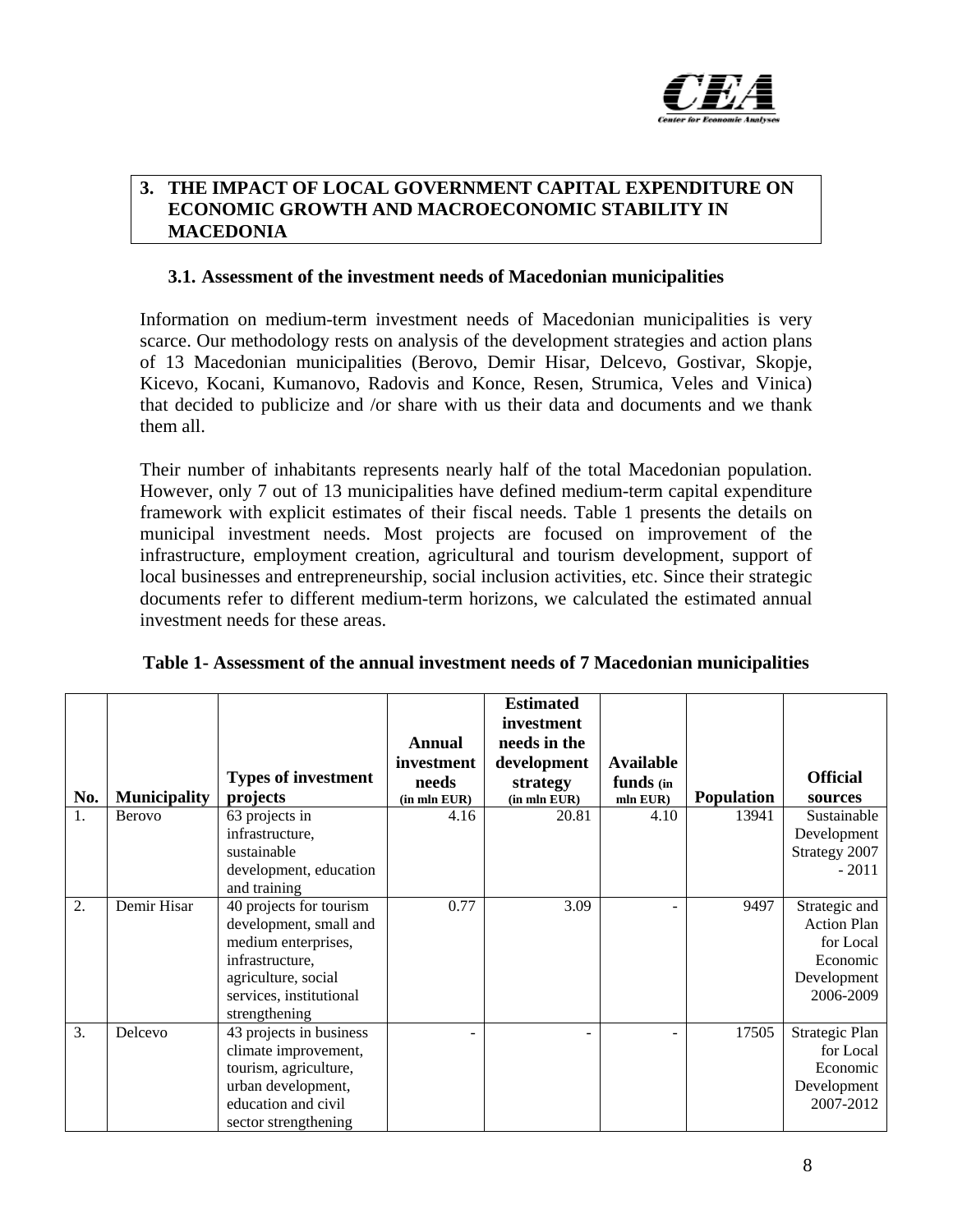## 3. THE IMPACT OF LOCAL GOVERNMENT CAPITAL EXPENDITURE ON ECONOMIC GROWTH AND MACROECONOMIC STABILITY IN MACEDONIA

### 3.1. Assessment of the investment needs of Macedonian municipalities

Information on medium-term investment needs of Macedonian municipalities is very scarce. Our methodology rests on analysis of the development strategies and action plans of 13 Macedonian municipalities (Berovo, Demir Hisar, Delcevo, Gostivar, Skopje, Kicevo, Kocani, Kumanovo, Radovis and Konce, Resen, Strumica, Veles and Vinica) that decided to publicize and /or share with us their data and documents and we thank them all.

Their number of inhabitants represents nearly half of the total Macedonian population. However, only 7 out of 13 municipalities have defined medium-term capital expenditure framework with explicit estimates of their fiscal needs. Table 1 presents the details on municipal investment needs. Most projects are focused on improvement of the infrastructure, employment creation, agricultural and tourism development, support of local businesses and entrepreneurship, social inclusion activities, etc. Since their strategic documents refer to different medium-term horizons, we calculated the estimated annual investment needs for these areas.

**Table 1- Assessment of the annual investment needs of 7 Macedonian municipalities**

| No. | Municipality | Types of investment projects | Annual investment needs (in mln EUR) | Estimated investment needs in the development strategy (in mln EUR) | Available funds (in mln EUR) | Population | Official sources |
|---|---|---|---|---|---|---|---|
| 1. | Berovo | 63 projects in infrastructure, sustainable development, education and training | 4.16 | 20.81 | 4.10 | 13941 | Sustainable Development Strategy 2007 - 2011 |
| 2. | Demir Hisar | 40 projects for tourism development, small and medium enterprises, infrastructure, agriculture, social services, institutional strengthening | 0.77 | 3.09 | - | 9497 | Strategic and Action Plan for Local Economic Development 2006-2009 |
| 3. | Delcevo | 43 projects in business climate improvement, tourism, agriculture, urban development, education and civil sector strengthening | - | - | - | 17505 | Strategic Plan for Local Economic Development 2007-2012 |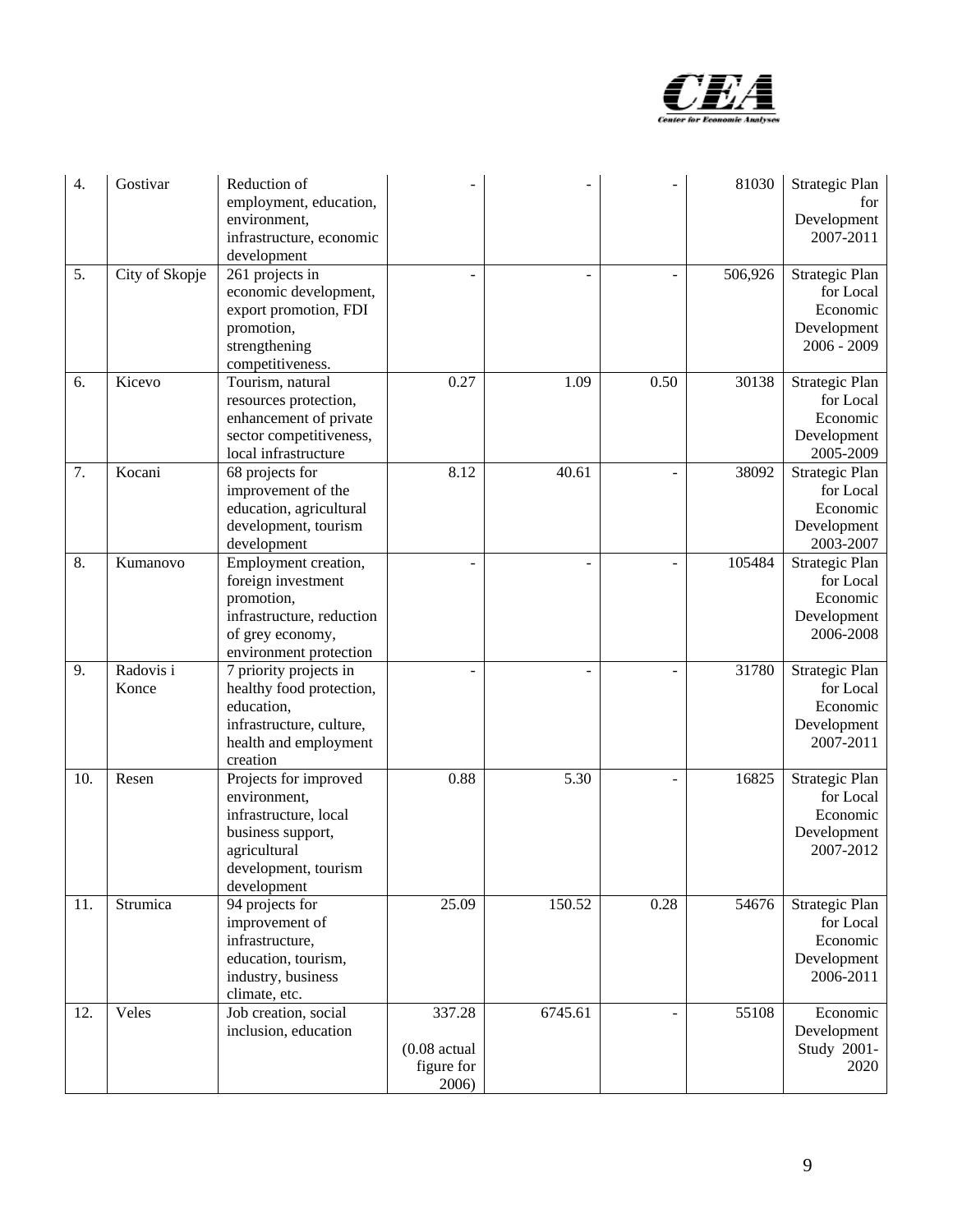| 4. | Gostivar | Reduction of employment, education, environment, infrastructure, economic development | - | - | - | 81030 | Strategic Plan for Development 2007-2011 |
|---|---|---|---|---|---|---|---|
| 5. | City of Skopje | 261 projects in economic development, export promotion, FDI promotion, strengthening competitiveness. | - | - | - | 506,926 | Strategic Plan for Local Economic Development 2006 - 2009 |
| 6. | Kicevo | Tourism, natural resources protection, enhancement of private sector competitiveness, local infrastructure | 0.27 | 1.09 | 0.50 | 30138 | Strategic Plan for Local Economic Development 2005-2009 |
| 7. | Kocani | 68 projects for improvement of the education, agricultural development, tourism development | 8.12 | 40.61 | - | 38092 | Strategic Plan for Local Economic Development 2003-2007 |
| 8. | Kumanovo | Employment creation, foreign investment promotion, infrastructure, reduction of grey economy, environment protection | - | - | - | 105484 | Strategic Plan for Local Economic Development 2006-2008 |
| 9. | Radovis i Konce | 7 priority projects in healthy food protection, education, infrastructure, culture, health and employment creation | - | - | - | 31780 | Strategic Plan for Local Economic Development 2007-2011 |
| 10. | Resen | Projects for improved environment, infrastructure, local business support, agricultural development, tourism development | 0.88 | 5.30 | - | 16825 | Strategic Plan for Local Economic Development 2007-2012 |
| 11. | Strumica | 94 projects for improvement of infrastructure, education, tourism, industry, business climate, etc. | 25.09 | 150.52 | 0.28 | 54676 | Strategic Plan for Local Economic Development 2006-2011 |
| 12. | Veles | Job creation, social inclusion, education | 337.28 (0.08 actual figure for 2006) | 6745.61 | - | 55108 | Economic Development Study 2001-2020 |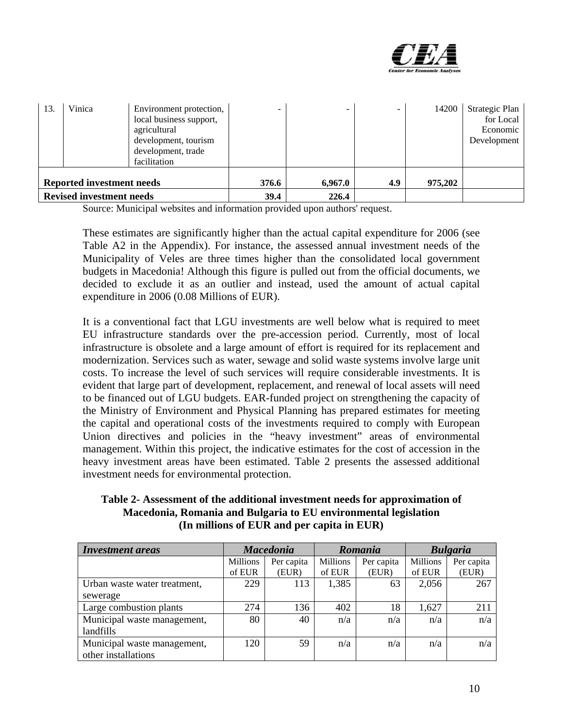| 13. | Vinica | Environment protection, local business support, agricultural development, tourism development, trade facilitation | - | - | - | 14200 | Strategic Plan for Local Economic Development |
|---|---|---|---|---|---|---|---|
| **Reported investment needs** | | | **376.6** | **6,967.0** | **4.9** | **975,202** | |
| **Revised investment needs** | | | **39.4** | **226.4** | | | |

Source: Municipal websites and information provided upon authors' request.

These estimates are significantly higher than the actual capital expenditure for 2006 (see Table A2 in the Appendix). For instance, the assessed annual investment needs of the Municipality of Veles are three times higher than the consolidated local government budgets in Macedonia! Although this figure is pulled out from the official documents, we decided to exclude it as an outlier and instead, used the amount of actual capital expenditure in 2006 (0.08 Millions of EUR).

It is a conventional fact that LGU investments are well below what is required to meet EU infrastructure standards over the pre-accession period. Currently, most of local infrastructure is obsolete and a large amount of effort is required for its replacement and modernization. Services such as water, sewage and solid waste systems involve large unit costs. To increase the level of such services will require considerable investments. It is evident that large part of development, replacement, and renewal of local assets will need to be financed out of LGU budgets. EAR-funded project on strengthening the capacity of the Ministry of Environment and Physical Planning has prepared estimates for meeting the capital and operational costs of the investments required to comply with European Union directives and policies in the "heavy investment" areas of environmental management. Within this project, the indicative estimates for the cost of accession in the heavy investment areas have been estimated. Table 2 presents the assessed additional investment needs for environmental protection.

**Table 2- Assessment of the additional investment needs for approximation of Macedonia, Romania and Bulgaria to EU environmental legislation (In millions of EUR and per capita in EUR)**

| *Investment areas* | *Macedonia* | | *Romania* | | *Bulgaria* | |
|---|---|---|---|---|---|---|
| | Millions of EUR | Per capita (EUR) | Millions of EUR | Per capita (EUR) | Millions of EUR | Per capita (EUR) |
| Urban waste water treatment, sewerage | 229 | 113 | 1,385 | 63 | 2,056 | 267 |
| Large combustion plants | 274 | 136 | 402 | 18 | 1,627 | 211 |
| Municipal waste management, landfills | 80 | 40 | n/a | n/a | n/a | n/a |
| Municipal waste management, other installations | 120 | 59 | n/a | n/a | n/a | n/a |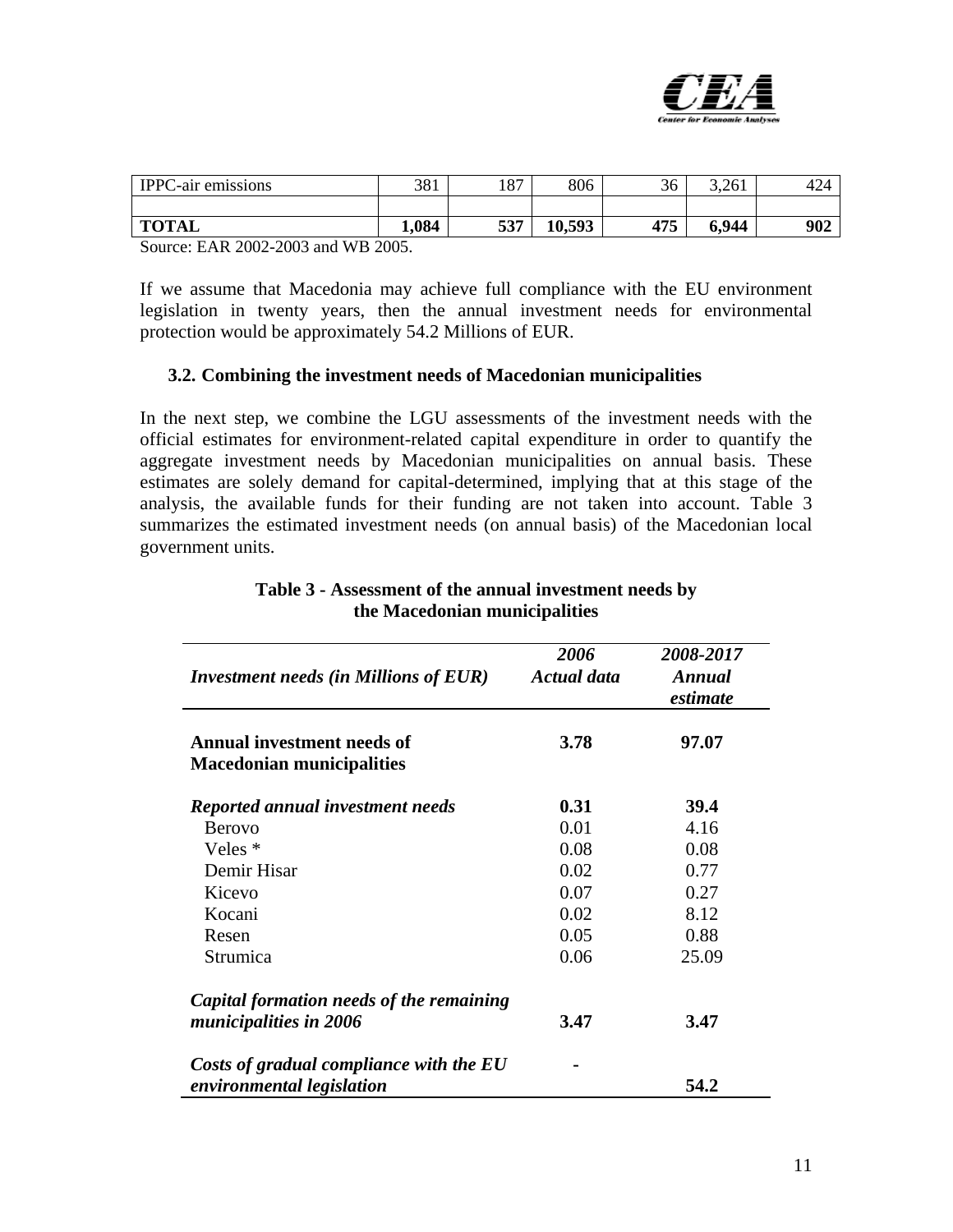| IPPC-air emissions | 381 | 187 | 806 | 36 | 3,261 | 424 |
|---|---|---|---|---|---|---|
| | | | | | | |
| **TOTAL** | **1,084** | **537** | **10,593** | **475** | **6,944** | **902** |

Source: EAR 2002-2003 and WB 2005.

If we assume that Macedonia may achieve full compliance with the EU environment legislation in twenty years, then the annual investment needs for environmental protection would be approximately 54.2 Millions of EUR.

### 3.2. Combining the investment needs of Macedonian municipalities

In the next step, we combine the LGU assessments of the investment needs with the official estimates for environment-related capital expenditure in order to quantify the aggregate investment needs by Macedonian municipalities on annual basis. These estimates are solely demand for capital-determined, implying that at this stage of the analysis, the available funds for their funding are not taken into account. Table 3 summarizes the estimated investment needs (on annual basis) of the Macedonian local government units.

**Table 3 - Assessment of the annual investment needs by the Macedonian municipalities**

| *Investment needs (in Millions of EUR)* | *2006 Actual data* | *2008-2017 Annual estimate* |
|---|---|---|
| **Annual investment needs of Macedonian municipalities** | **3.78** | **97.07** |
| ***Reported annual investment needs*** | **0.31** | **39.4** |
| Berovo | 0.01 | 4.16 |
| Veles * | 0.08 | 0.08 |
| Demir Hisar | 0.02 | 0.77 |
| Kicevo | 0.07 | 0.27 |
| Kocani | 0.02 | 8.12 |
| Resen | 0.05 | 0.88 |
| Strumica | 0.06 | 25.09 |
| ***Capital formation needs of the remaining municipalities in 2006*** | **3.47** | **3.47** |
| ***Costs of gradual compliance with the EU environmental legislation*** | **-** | **54.2** |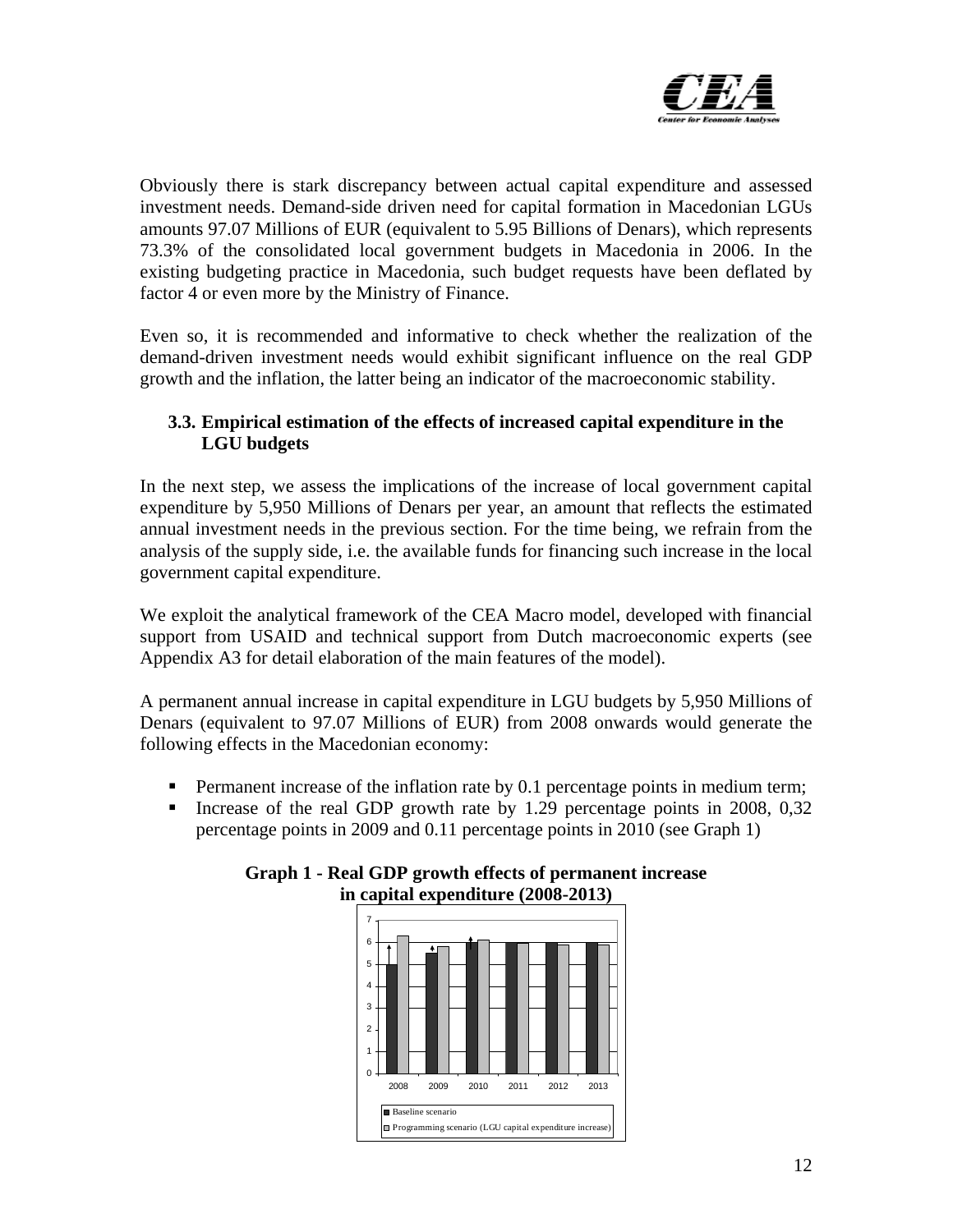Obviously there is stark discrepancy between actual capital expenditure and assessed investment needs. Demand-side driven need for capital formation in Macedonian LGUs amounts 97.07 Millions of EUR (equivalent to 5.95 Billions of Denars), which represents 73.3% of the consolidated local government budgets in Macedonia in 2006. In the existing budgeting practice in Macedonia, such budget requests have been deflated by factor 4 or even more by the Ministry of Finance.

Even so, it is recommended and informative to check whether the realization of the demand-driven investment needs would exhibit significant influence on the real GDP growth and the inflation, the latter being an indicator of the macroeconomic stability.

### 3.3. Empirical estimation of the effects of increased capital expenditure in the LGU budgets

In the next step, we assess the implications of the increase of local government capital expenditure by 5,950 Millions of Denars per year, an amount that reflects the estimated annual investment needs in the previous section. For the time being, we refrain from the analysis of the supply side, i.e. the available funds for financing such increase in the local government capital expenditure.

We exploit the analytical framework of the CEA Macro model, developed with financial support from USAID and technical support from Dutch macroeconomic experts (see Appendix A3 for detail elaboration of the main features of the model).

A permanent annual increase in capital expenditure in LGU budgets by 5,950 Millions of Denars (equivalent to 97.07 Millions of EUR) from 2008 onwards would generate the following effects in the Macedonian economy:

- Permanent increase of the inflation rate by 0.1 percentage points in medium term;
- Increase of the real GDP growth rate by 1.29 percentage points in 2008, 0,32 percentage points in 2009 and 0.11 percentage points in 2010 (see Graph 1)

**Graph 1 - Real GDP growth effects of permanent increase in capital expenditure (2008-2013)**

■ Baseline scenario
□ Programming scenario (LGU capital expenditure increase)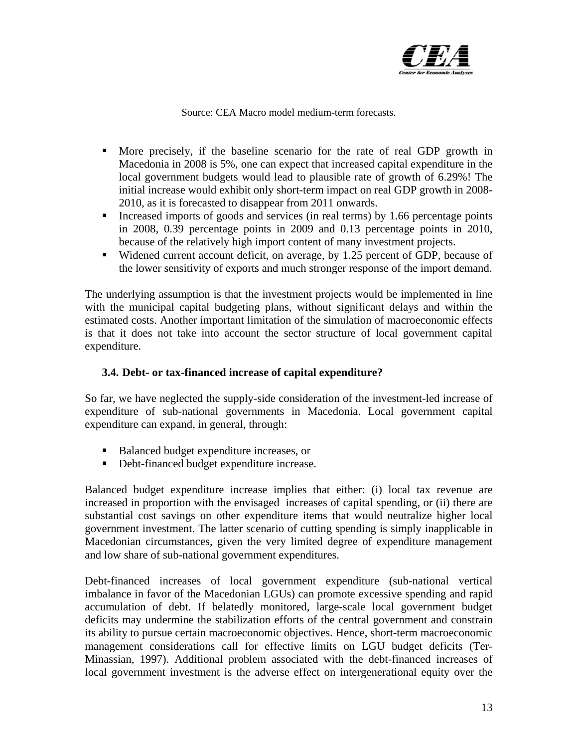Source: CEA Macro model medium-term forecasts.

- More precisely, if the baseline scenario for the rate of real GDP growth in Macedonia in 2008 is 5%, one can expect that increased capital expenditure in the local government budgets would lead to plausible rate of growth of 6.29%! The initial increase would exhibit only short-term impact on real GDP growth in 2008-2010, as it is forecasted to disappear from 2011 onwards.
- Increased imports of goods and services (in real terms) by 1.66 percentage points in 2008, 0.39 percentage points in 2009 and 0.13 percentage points in 2010, because of the relatively high import content of many investment projects.
- Widened current account deficit, on average, by 1.25 percent of GDP, because of the lower sensitivity of exports and much stronger response of the import demand.

The underlying assumption is that the investment projects would be implemented in line with the municipal capital budgeting plans, without significant delays and within the estimated costs. Another important limitation of the simulation of macroeconomic effects is that it does not take into account the sector structure of local government capital expenditure.

### 3.4. Debt- or tax-financed increase of capital expenditure?

So far, we have neglected the supply-side consideration of the investment-led increase of expenditure of sub-national governments in Macedonia. Local government capital expenditure can expand, in general, through:

- Balanced budget expenditure increases, or
- Debt-financed budget expenditure increase.

Balanced budget expenditure increase implies that either: (i) local tax revenue are increased in proportion with the envisaged increases of capital spending, or (ii) there are substantial cost savings on other expenditure items that would neutralize higher local government investment. The latter scenario of cutting spending is simply inapplicable in Macedonian circumstances, given the very limited degree of expenditure management and low share of sub-national government expenditures.

Debt-financed increases of local government expenditure (sub-national vertical imbalance in favor of the Macedonian LGUs) can promote excessive spending and rapid accumulation of debt. If belatedly monitored, large-scale local government budget deficits may undermine the stabilization efforts of the central government and constrain its ability to pursue certain macroeconomic objectives. Hence, short-term macroeconomic management considerations call for effective limits on LGU budget deficits (Ter-Minassian, 1997). Additional problem associated with the debt-financed increases of local government investment is the adverse effect on intergenerational equity over the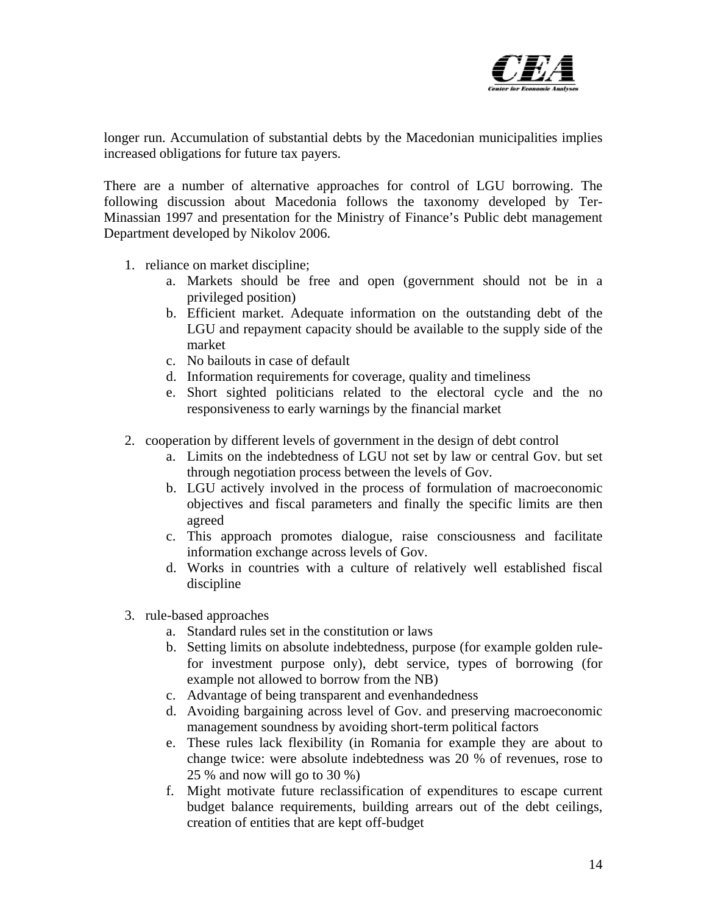longer run. Accumulation of substantial debts by the Macedonian municipalities implies increased obligations for future tax payers.

There are a number of alternative approaches for control of LGU borrowing. The following discussion about Macedonia follows the taxonomy developed by Ter-Minassian 1997 and presentation for the Ministry of Finance's Public debt management Department developed by Nikolov 2006.

1. reliance on market discipline;
    a. Markets should be free and open (government should not be in a privileged position)
    b. Efficient market. Adequate information on the outstanding debt of the LGU and repayment capacity should be available to the supply side of the market
    c. No bailouts in case of default
    d. Information requirements for coverage, quality and timeliness
    e. Short sighted politicians related to the electoral cycle and the no responsiveness to early warnings by the financial market

2. cooperation by different levels of government in the design of debt control
    a. Limits on the indebtedness of LGU not set by law or central Gov. but set through negotiation process between the levels of Gov.
    b. LGU actively involved in the process of formulation of macroeconomic objectives and fiscal parameters and finally the specific limits are then agreed
    c. This approach promotes dialogue, raise consciousness and facilitate information exchange across levels of Gov.
    d. Works in countries with a culture of relatively well established fiscal discipline

3. rule-based approaches
    a. Standard rules set in the constitution or laws
    b. Setting limits on absolute indebtedness, purpose (for example golden rule-for investment purpose only), debt service, types of borrowing (for example not allowed to borrow from the NB)
    c. Advantage of being transparent and evenhandedness
    d. Avoiding bargaining across level of Gov. and preserving macroeconomic management soundness by avoiding short-term political factors
    e. These rules lack flexibility (in Romania for example they are about to change twice: were absolute indebtedness was 20 % of revenues, rose to 25 % and now will go to 30 %)
    f. Might motivate future reclassification of expenditures to escape current budget balance requirements, building arrears out of the debt ceilings, creation of entities that are kept off-budget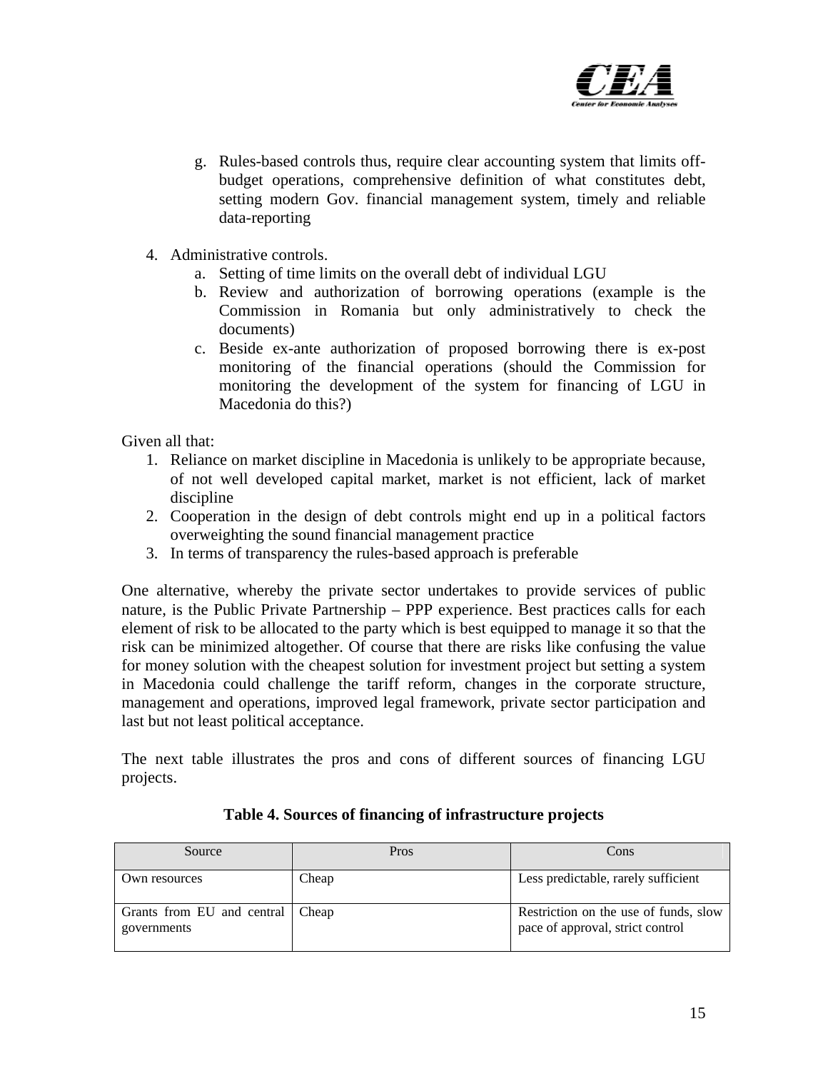g. Rules-based controls thus, require clear accounting system that limits off-budget operations, comprehensive definition of what constitutes debt, setting modern Gov. financial management system, timely and reliable data-reporting

4. Administrative controls.
   a. Setting of time limits on the overall debt of individual LGU
   b. Review and authorization of borrowing operations (example is the Commission in Romania but only administratively to check the documents)
   c. Beside ex-ante authorization of proposed borrowing there is ex-post monitoring of the financial operations (should the Commission for monitoring the development of the system for financing of LGU in Macedonia do this?)

Given all that:

1. Reliance on market discipline in Macedonia is unlikely to be appropriate because, of not well developed capital market, market is not efficient, lack of market discipline
2. Cooperation in the design of debt controls might end up in a political factors overweighting the sound financial management practice
3. In terms of transparency the rules-based approach is preferable

One alternative, whereby the private sector undertakes to provide services of public nature, is the Public Private Partnership – PPP experience. Best practices calls for each element of risk to be allocated to the party which is best equipped to manage it so that the risk can be minimized altogether. Of course that there are risks like confusing the value for money solution with the cheapest solution for investment project but setting a system in Macedonia could challenge the tariff reform, changes in the corporate structure, management and operations, improved legal framework, private sector participation and last but not least political acceptance.

The next table illustrates the pros and cons of different sources of financing LGU projects.

**Table 4. Sources of financing of infrastructure projects**

| Source | Pros | Cons |
|---|---|---|
| Own resources | Cheap | Less predictable, rarely sufficient |
| Grants from EU and central governments | Cheap | Restriction on the use of funds, slow pace of approval, strict control |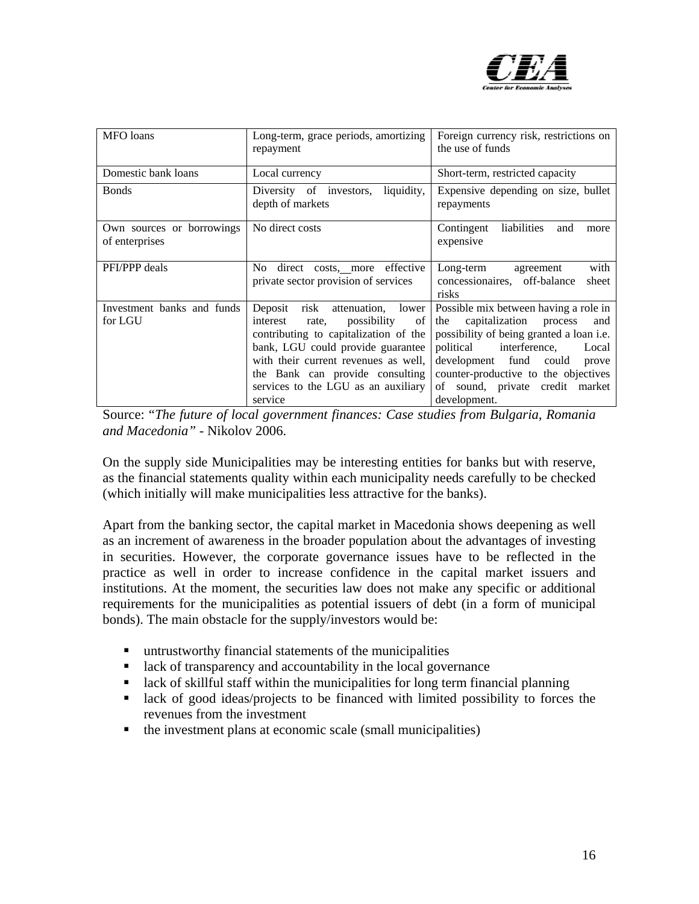| MFO loans | Long-term, grace periods, amortizing repayment | Foreign currency risk, restrictions on the use of funds |
|---|---|---|
| Domestic bank loans | Local currency | Short-term, restricted capacity |
| Bonds | Diversity of investors, liquidity, depth of markets | Expensive depending on size, bullet repayments |
| Own sources or borrowings of enterprises | No direct costs | Contingent liabilities and more expensive |
| PFI/PPP deals | No direct costs, more effective private sector provision of services | Long-term agreement with concessionaires, off-balance sheet risks |
| Investment banks and funds for LGU | Deposit risk attenuation, lower interest rate, possibility of contributing to capitalization of the bank, LGU could provide guarantee with their current revenues as well, the Bank can provide consulting services to the LGU as an auxiliary service | Possible mix between having a role in the capitalization process and possibility of being granted a loan i.e. political interference, Local development fund could prove counter-productive to the objectives of sound, private credit market development. |

Source: "*The future of local government finances: Case studies from Bulgaria, Romania and Macedonia"* - Nikolov 2006.

On the supply side Municipalities may be interesting entities for banks but with reserve, as the financial statements quality within each municipality needs carefully to be checked (which initially will make municipalities less attractive for the banks).

Apart from the banking sector, the capital market in Macedonia shows deepening as well as an increment of awareness in the broader population about the advantages of investing in securities. However, the corporate governance issues have to be reflected in the practice as well in order to increase confidence in the capital market issuers and institutions. At the moment, the securities law does not make any specific or additional requirements for the municipalities as potential issuers of debt (in a form of municipal bonds). The main obstacle for the supply/investors would be:

- untrustworthy financial statements of the municipalities
- lack of transparency and accountability in the local governance
- lack of skillful staff within the municipalities for long term financial planning
- lack of good ideas/projects to be financed with limited possibility to forces the revenues from the investment
- the investment plans at economic scale (small municipalities)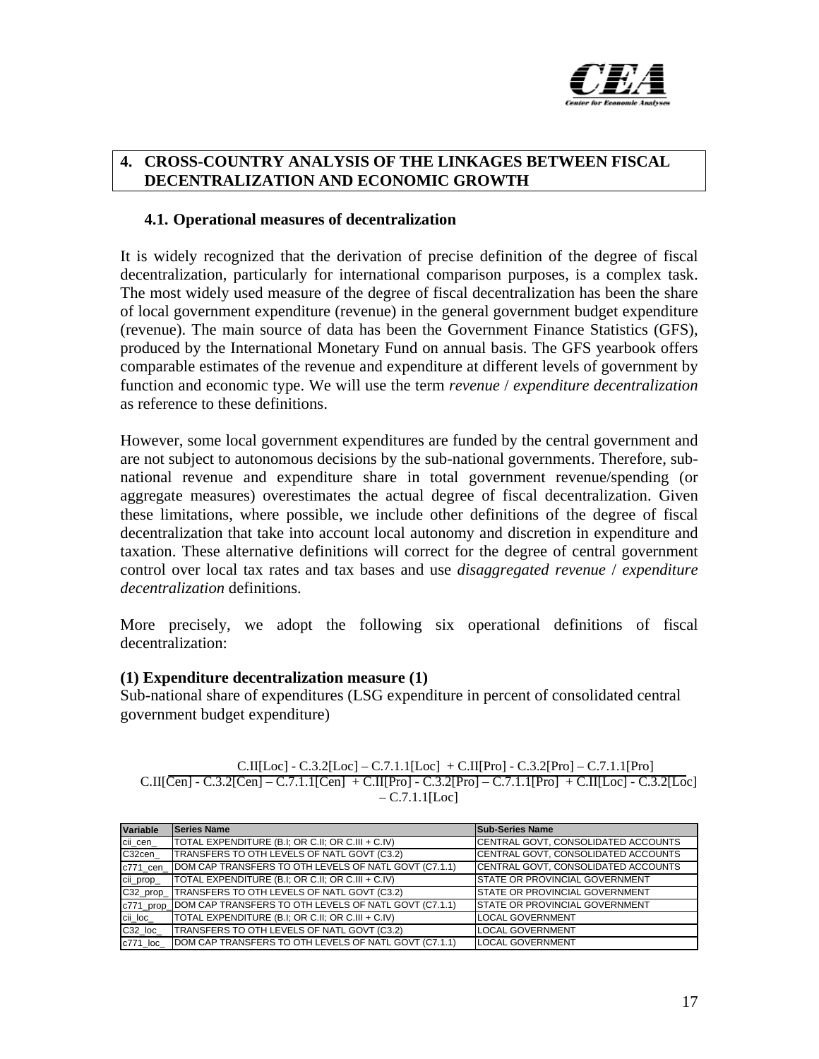## 4. CROSS-COUNTRY ANALYSIS OF THE LINKAGES BETWEEN FISCAL DECENTRALIZATION AND ECONOMIC GROWTH

### 4.1. Operational measures of decentralization

It is widely recognized that the derivation of precise definition of the degree of fiscal decentralization, particularly for international comparison purposes, is a complex task. The most widely used measure of the degree of fiscal decentralization has been the share of local government expenditure (revenue) in the general government budget expenditure (revenue). The main source of data has been the Government Finance Statistics (GFS), produced by the International Monetary Fund on annual basis. The GFS yearbook offers comparable estimates of the revenue and expenditure at different levels of government by function and economic type. We will use the term *revenue* / *expenditure decentralization* as reference to these definitions.

However, some local government expenditures are funded by the central government and are not subject to autonomous decisions by the sub-national governments. Therefore, sub-national revenue and expenditure share in total government revenue/spending (or aggregate measures) overestimates the actual degree of fiscal decentralization. Given these limitations, where possible, we include other definitions of the degree of fiscal decentralization that take into account local autonomy and discretion in expenditure and taxation. These alternative definitions will correct for the degree of central government control over local tax rates and tax bases and use *disaggregated revenue* / *expenditure decentralization* definitions.

More precisely, we adopt the following six operational definitions of fiscal decentralization:

**(1) Expenditure decentralization measure (1)**

Sub-national share of expenditures (LSG expenditure in percent of consolidated central government budget expenditure)

$$\frac{C.II[Loc] - C.3.2[Loc] - C.7.1.1[Loc] + C.II[Pro] - C.3.2[Pro] - C.7.1.1[Pro]}{C.II[Cen] - C.3.2[Cen] - C.7.1.1[Cen] + C.II[Pro] - C.3.2[Pro] - C.7.1.1[Pro] + C.II[Loc] - C.3.2[Loc] - C.7.1.1[Loc]}$$

| Variable | Series Name | Sub-Series Name |
|---|---|---|
| cii_cen_ | TOTAL EXPENDITURE (B.I; OR C.II; OR C.III + C.IV) | CENTRAL GOVT, CONSOLIDATED ACCOUNTS |
| C32cen_ | TRANSFERS TO OTH LEVELS OF NATL GOVT (C3.2) | CENTRAL GOVT, CONSOLIDATED ACCOUNTS |
| c771_cen_ | DOM CAP TRANSFERS TO OTH LEVELS OF NATL GOVT (C7.1.1) | CENTRAL GOVT, CONSOLIDATED ACCOUNTS |
| cii_prop_ | TOTAL EXPENDITURE (B.I; OR C.II; OR C.III + C.IV) | STATE OR PROVINCIAL GOVERNMENT |
| C32_prop_ | TRANSFERS TO OTH LEVELS OF NATL GOVT (C3.2) | STATE OR PROVINCIAL GOVERNMENT |
| c771_prop_ | DOM CAP TRANSFERS TO OTH LEVELS OF NATL GOVT (C7.1.1) | STATE OR PROVINCIAL GOVERNMENT |
| cii_loc_ | TOTAL EXPENDITURE (B.I; OR C.II; OR C.III + C.IV) | LOCAL GOVERNMENT |
| C32_loc_ | TRANSFERS TO OTH LEVELS OF NATL GOVT (C3.2) | LOCAL GOVERNMENT |
| c771_loc_ | DOM CAP TRANSFERS TO OTH LEVELS OF NATL GOVT (C7.1.1) | LOCAL GOVERNMENT |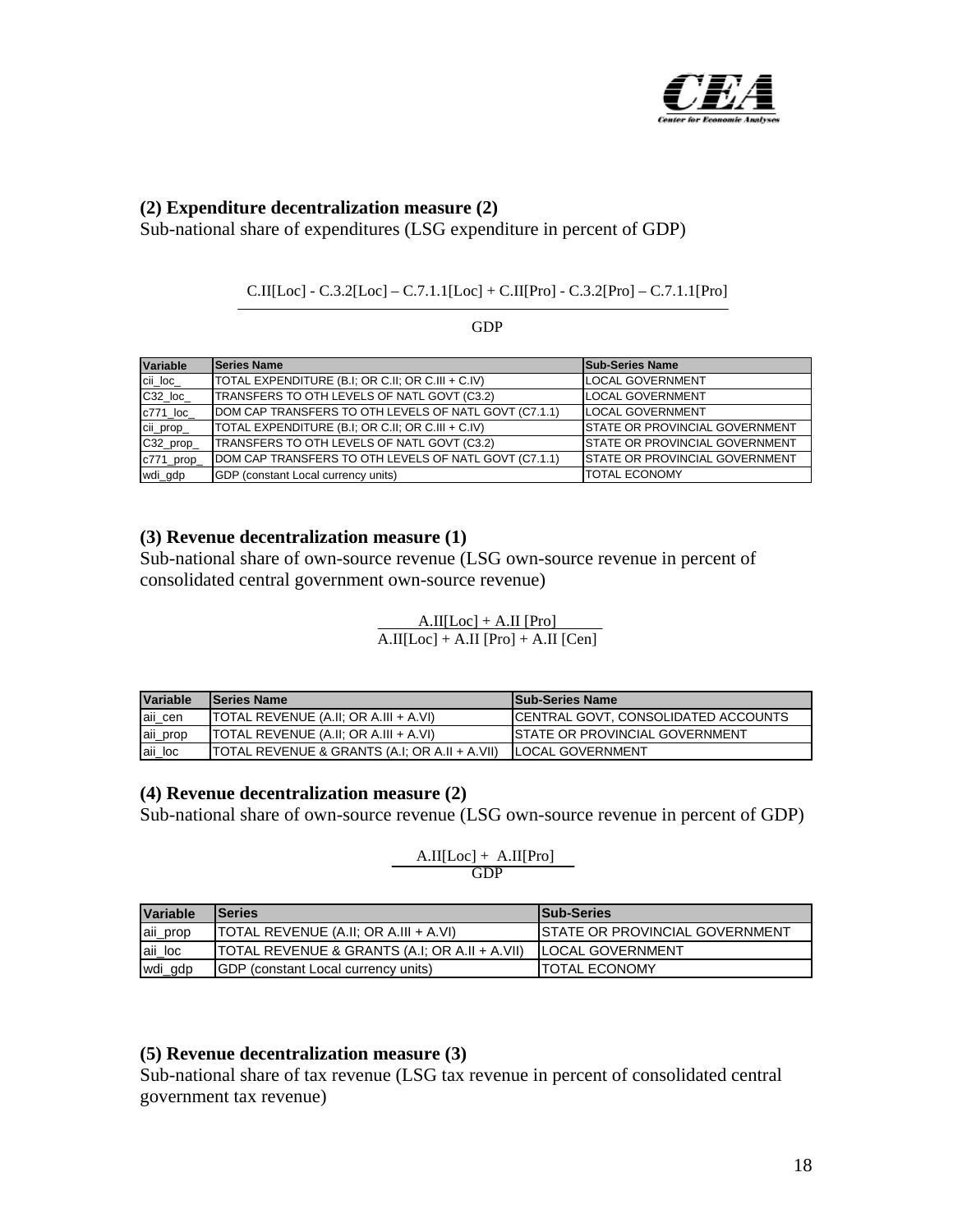**(2) Expenditure decentralization measure (2)**

Sub-national share of expenditures (LSG expenditure in percent of GDP)

$$\frac{C.II[Loc] - C.3.2[Loc] - C.7.1.1[Loc] + C.II[Pro] - C.3.2[Pro] - C.7.1.1[Pro]}{GDP}$$

| Variable | Series Name | Sub-Series Name |
|---|---|---|
| cii_loc_ | TOTAL EXPENDITURE (B.I; OR C.II; OR C.III + C.IV) | LOCAL GOVERNMENT |
| C32_loc_ | TRANSFERS TO OTH LEVELS OF NATL GOVT (C3.2) | LOCAL GOVERNMENT |
| c771_loc_ | DOM CAP TRANSFERS TO OTH LEVELS OF NATL GOVT (C7.1.1) | LOCAL GOVERNMENT |
| cii_prop_ | TOTAL EXPENDITURE (B.I; OR C.II; OR C.III + C.IV) | STATE OR PROVINCIAL GOVERNMENT |
| C32_prop_ | TRANSFERS TO OTH LEVELS OF NATL GOVT (C3.2) | STATE OR PROVINCIAL GOVERNMENT |
| c771_prop_ | DOM CAP TRANSFERS TO OTH LEVELS OF NATL GOVT (C7.1.1) | STATE OR PROVINCIAL GOVERNMENT |
| wdi_gdp | GDP (constant Local currency units) | TOTAL ECONOMY |

**(3) Revenue decentralization measure (1)**

Sub-national share of own-source revenue (LSG own-source revenue in percent of consolidated central government own-source revenue)

$$\frac{A.II[Loc] + A.II[Pro]}{A.II[Loc] + A.II[Pro] + A.II[Cen]}$$

| Variable | Series Name | Sub-Series Name |
|---|---|---|
| aii_cen | TOTAL REVENUE (A.II; OR A.III + A.VI) | CENTRAL GOVT, CONSOLIDATED ACCOUNTS |
| aii_prop | TOTAL REVENUE (A.II; OR A.III + A.VI) | STATE OR PROVINCIAL GOVERNMENT |
| aii_loc | TOTAL REVENUE & GRANTS (A.I; OR A.II + A.VII) | LOCAL GOVERNMENT |

**(4) Revenue decentralization measure (2)**

Sub-national share of own-source revenue (LSG own-source revenue in percent of GDP)

$$\frac{A.II[Loc] + A.II[Pro]}{GDP}$$

| Variable | Series | Sub-Series |
|---|---|---|
| aii_prop | TOTAL REVENUE (A.II; OR A.III + A.VI) | STATE OR PROVINCIAL GOVERNMENT |
| aii_loc | TOTAL REVENUE & GRANTS (A.I; OR A.II + A.VII) | LOCAL GOVERNMENT |
| wdi_gdp | GDP (constant Local currency units) | TOTAL ECONOMY |

**(5) Revenue decentralization measure (3)**

Sub-national share of tax revenue (LSG tax revenue in percent of consolidated central government tax revenue)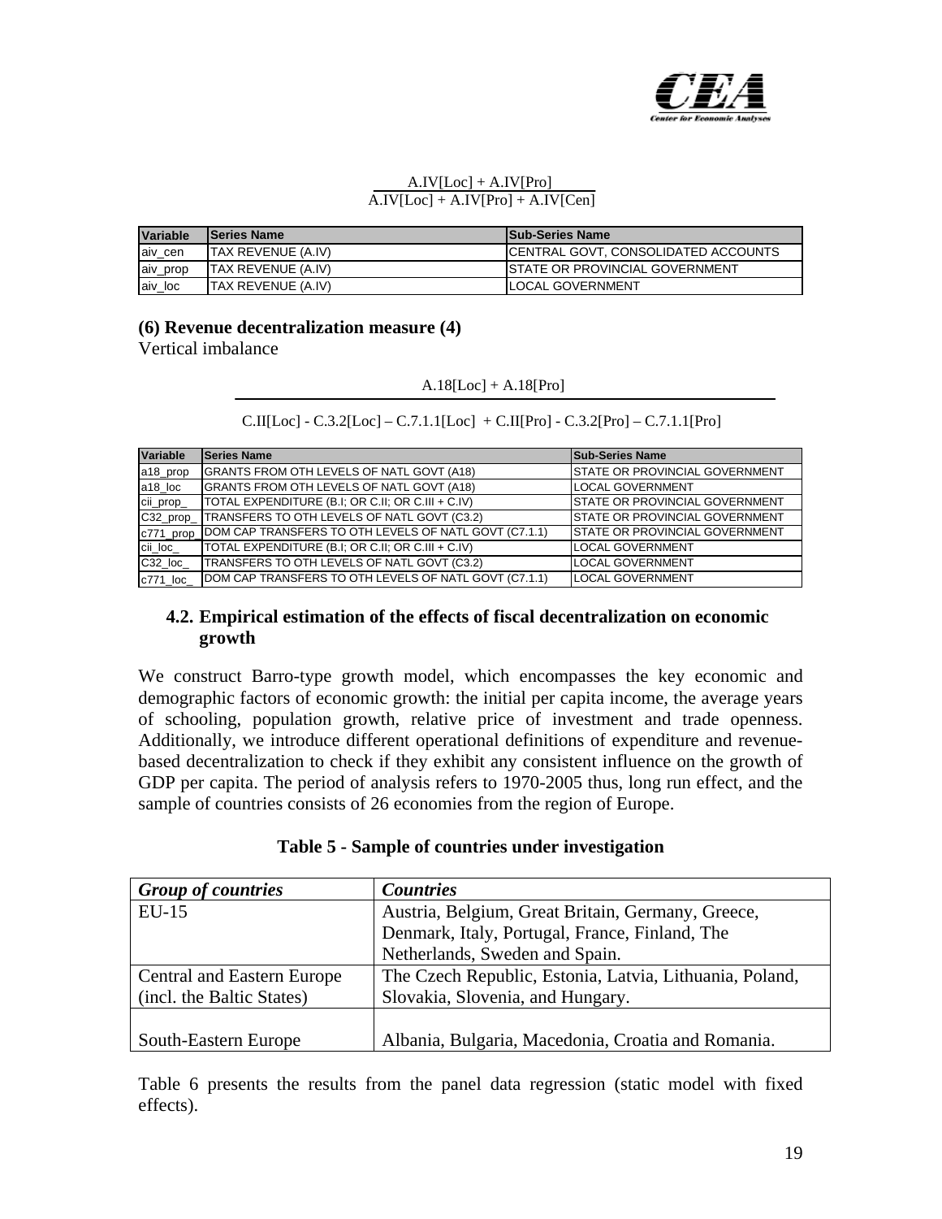$$\frac{A.IV[Loc] + A.IV[Pro]}{A.IV[Loc] + A.IV[Pro] + A.IV[Cen]}$$

| Variable | Series Name | Sub-Series Name |
|---|---|---|
| aiv_cen | TAX REVENUE (A.IV) | CENTRAL GOVT, CONSOLIDATED ACCOUNTS |
| aiv_prop | TAX REVENUE (A.IV) | STATE OR PROVINCIAL GOVERNMENT |
| aiv_loc | TAX REVENUE (A.IV) | LOCAL GOVERNMENT |

**(6) Revenue decentralization measure (4)**

Vertical imbalance

$$\frac{A.18[Loc] + A.18[Pro]}{C.II[Loc] - C.3.2[Loc] - C.7.1.1[Loc] + C.II[Pro] - C.3.2[Pro] - C.7.1.1[Pro]}$$

| Variable | Series Name | Sub-Series Name |
|---|---|---|
| a18_prop | GRANTS FROM OTH LEVELS OF NATL GOVT (A18) | STATE OR PROVINCIAL GOVERNMENT |
| a18_loc | GRANTS FROM OTH LEVELS OF NATL GOVT (A18) | LOCAL GOVERNMENT |
| cii_prop_ | TOTAL EXPENDITURE (B.I; OR C.II; OR C.III + C.IV) | STATE OR PROVINCIAL GOVERNMENT |
| C32_prop_ | TRANSFERS TO OTH LEVELS OF NATL GOVT (C3.2) | STATE OR PROVINCIAL GOVERNMENT |
| c771_prop_ | DOM CAP TRANSFERS TO OTH LEVELS OF NATL GOVT (C7.1.1) | STATE OR PROVINCIAL GOVERNMENT |
| cii_loc_ | TOTAL EXPENDITURE (B.I; OR C.II; OR C.III + C.IV) | LOCAL GOVERNMENT |
| C32_loc_ | TRANSFERS TO OTH LEVELS OF NATL GOVT (C3.2) | LOCAL GOVERNMENT |
| c771_loc_ | DOM CAP TRANSFERS TO OTH LEVELS OF NATL GOVT (C7.1.1) | LOCAL GOVERNMENT |

### 4.2. Empirical estimation of the effects of fiscal decentralization on economic growth

We construct Barro-type growth model, which encompasses the key economic and demographic factors of economic growth: the initial per capita income, the average years of schooling, population growth, relative price of investment and trade openness. Additionally, we introduce different operational definitions of expenditure and revenue-based decentralization to check if they exhibit any consistent influence on the growth of GDP per capita. The period of analysis refers to 1970-2005 thus, long run effect, and the sample of countries consists of 26 economies from the region of Europe.

**Table 5 - Sample of countries under investigation**

| *Group of countries* | *Countries* |
|---|---|
| EU-15 | Austria, Belgium, Great Britain, Germany, Greece, Denmark, Italy, Portugal, France, Finland, The Netherlands, Sweden and Spain. |
| Central and Eastern Europe (incl. the Baltic States) | The Czech Republic, Estonia, Latvia, Lithuania, Poland, Slovakia, Slovenia, and Hungary. |
| South-Eastern Europe | Albania, Bulgaria, Macedonia, Croatia and Romania. |

Table 6 presents the results from the panel data regression (static model with fixed effects).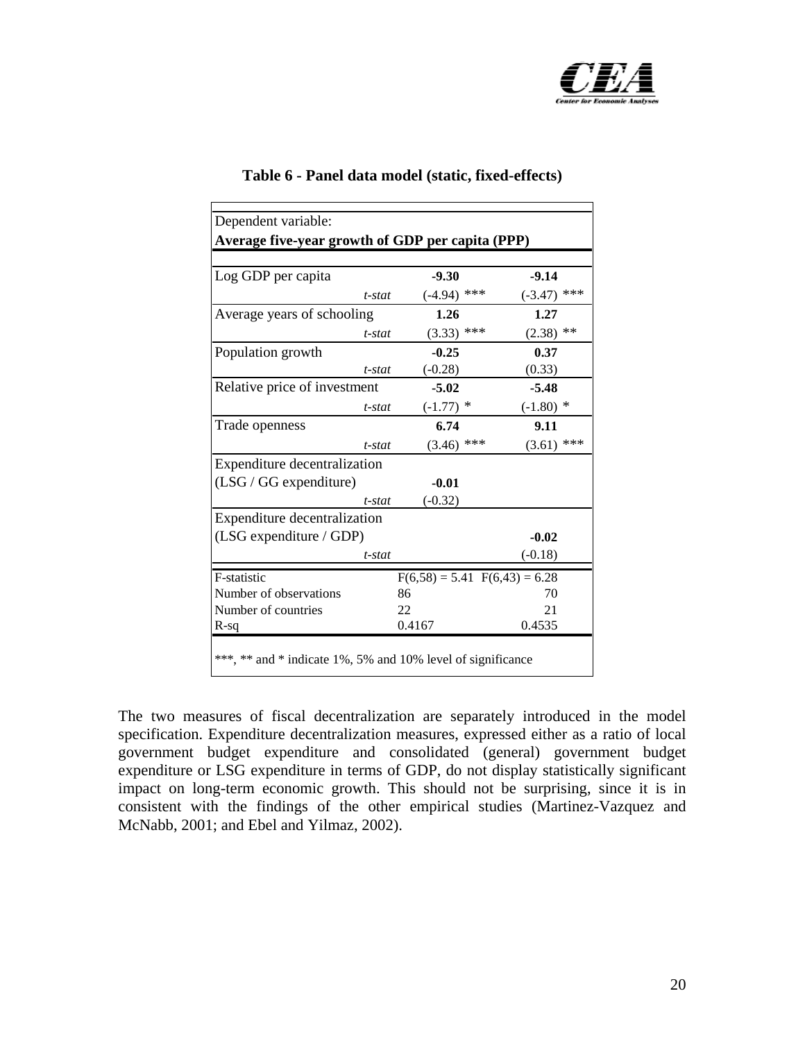**Table 6 - Panel data model (static, fixed-effects)**

| Dependent variable: **Average five-year growth of GDP per capita (PPP)** | | |
|---|---|---|
| Log GDP per capita | **-9.30** | **-9.14** |
| *t-stat* | (-4.94) *** | (-3.47) *** |
| Average years of schooling | **1.26** | **1.27** |
| *t-stat* | (3.33) *** | (2.38) ** |
| Population growth | **-0.25** | **0.37** |
| *t-stat* | (-0.28) | (0.33) |
| Relative price of investment | **-5.02** | **-5.48** |
| *t-stat* | (-1.77) * | (-1.80) * |
| Trade openness | **6.74** | **9.11** |
| *t-stat* | (3.46) *** | (3.61) *** |
| Expenditure decentralization (LSG / GG expenditure) | **-0.01** | |
| *t-stat* | (-0.32) | |
| Expenditure decentralization (LSG expenditure / GDP) | | **-0.02** |
| *t-stat* | | (-0.18) |
| F-statistic | $F(6,58) = 5.41$ | $F(6,43) = 6.28$ |
| Number of observations | 86 | 70 |
| Number of countries | 22 | 21 |
| R-sq | 0.4167 | 0.4535 |

***, ** and * indicate 1%, 5% and 10% level of significance

The two measures of fiscal decentralization are separately introduced in the model specification. Expenditure decentralization measures, expressed either as a ratio of local government budget expenditure and consolidated (general) government budget expenditure or LSG expenditure in terms of GDP, do not display statistically significant impact on long-term economic growth. This should not be surprising, since it is in consistent with the findings of the other empirical studies (Martinez-Vazquez and McNabb, 2001; and Ebel and Yilmaz, 2002).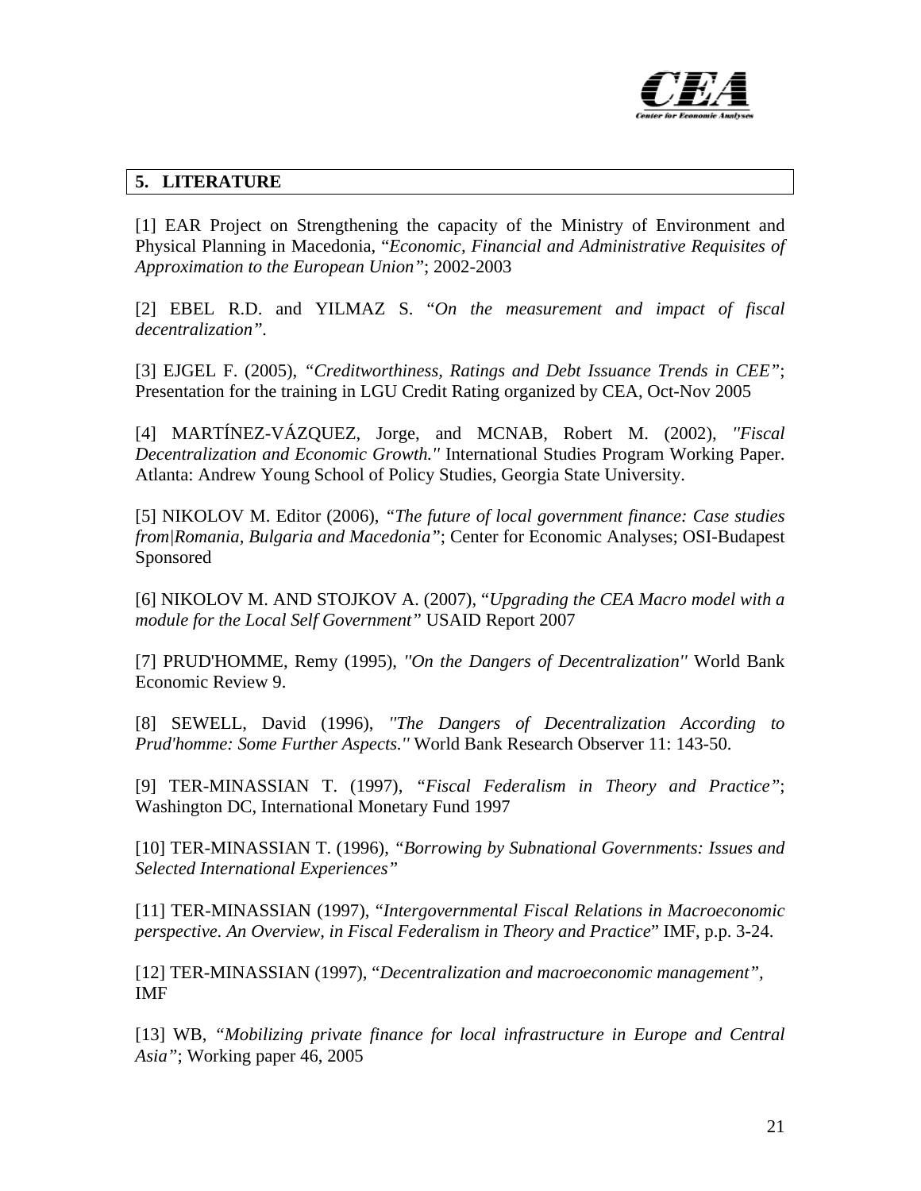## 5. LITERATURE

[1] EAR Project on Strengthening the capacity of the Ministry of Environment and Physical Planning in Macedonia, "*Economic, Financial and Administrative Requisites of Approximation to the European Union"*; 2002-2003

[2] EBEL R.D. and YILMAZ S. "*On the measurement and impact of fiscal decentralization"*.

[3] EJGEL F. (2005), *"Creditworthiness, Ratings and Debt Issuance Trends in CEE"*; Presentation for the training in LGU Credit Rating organized by CEA, Oct-Nov 2005

[4] MARTÍNEZ-VÁZQUEZ, Jorge, and MCNAB, Robert M. (2002), *"Fiscal Decentralization and Economic Growth."* International Studies Program Working Paper. Atlanta: Andrew Young School of Policy Studies, Georgia State University.

[5] NIKOLOV M. Editor (2006), *"The future of local government finance: Case studies from|Romania, Bulgaria and Macedonia"*; Center for Economic Analyses; OSI-Budapest Sponsored

[6] NIKOLOV M. AND STOJKOV A. (2007), "*Upgrading the CEA Macro model with a module for the Local Self Government"* USAID Report 2007

[7] PRUD'HOMME, Remy (1995), *"On the Dangers of Decentralization"* World Bank Economic Review 9.

[8] SEWELL, David (1996), *"The Dangers of Decentralization According to Prud'homme: Some Further Aspects."* World Bank Research Observer 11: 143-50.

[9] TER-MINASSIAN T. (1997), *"Fiscal Federalism in Theory and Practice"*; Washington DC, International Monetary Fund 1997

[10] TER-MINASSIAN T. (1996), *"Borrowing by Subnational Governments: Issues and Selected International Experiences"*

[11] TER-MINASSIAN (1997), "*Intergovernmental Fiscal Relations in Macroeconomic perspective. An Overview, in Fiscal Federalism in Theory and Practice*" IMF, p.p. 3-24.

[12] TER-MINASSIAN (1997), "*Decentralization and macroeconomic management"*, IMF

[13] WB, *"Mobilizing private finance for local infrastructure in Europe and Central Asia"*; Working paper 46, 2005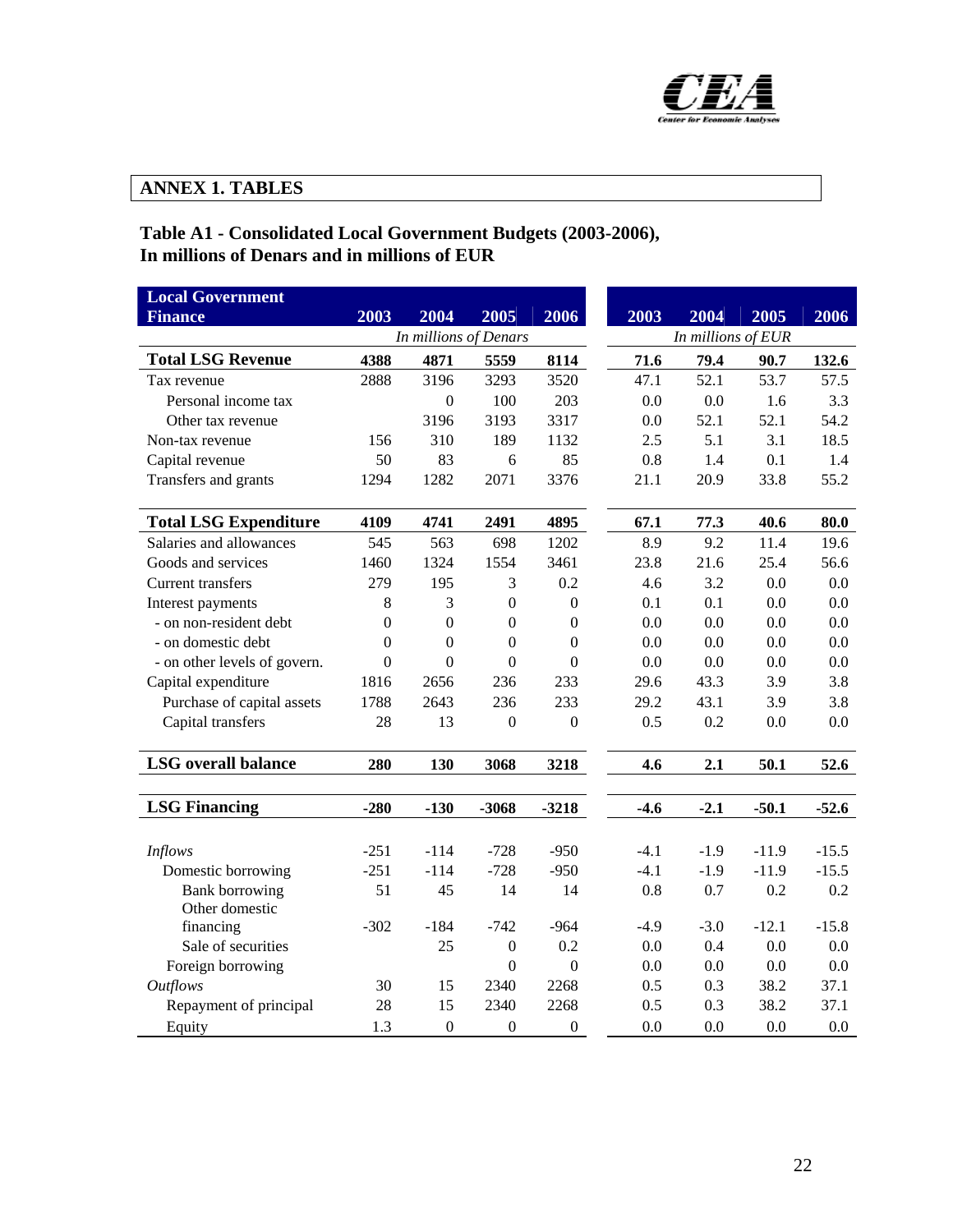## ANNEX 1. TABLES

### Table A1 - Consolidated Local Government Budgets (2003-2006), In millions of Denars and in millions of EUR

| Local Government Finance | 2003 | 2004 | 2005 | 2006 | 2003 | 2004 | 2005 | 2006 |
|---|---|---|---|---|---|---|---|---|
| | *In millions of Denars* | | | | *In millions of EUR* | | | |
| **Total LSG Revenue** | **4388** | **4871** | **5559** | **8114** | **71.6** | **79.4** | **90.7** | **132.6** |
| Tax revenue | 2888 | 3196 | 3293 | 3520 | 47.1 | 52.1 | 53.7 | 57.5 |
| Personal income tax | | 0 | 100 | 203 | 0.0 | 0.0 | 1.6 | 3.3 |
| Other tax revenue | | 3196 | 3193 | 3317 | 0.0 | 52.1 | 52.1 | 54.2 |
| Non-tax revenue | 156 | 310 | 189 | 1132 | 2.5 | 5.1 | 3.1 | 18.5 |
| Capital revenue | 50 | 83 | 6 | 85 | 0.8 | 1.4 | 0.1 | 1.4 |
| Transfers and grants | 1294 | 1282 | 2071 | 3376 | 21.1 | 20.9 | 33.8 | 55.2 |
| **Total LSG Expenditure** | **4109** | **4741** | **2491** | **4895** | **67.1** | **77.3** | **40.6** | **80.0** |
| Salaries and allowances | 545 | 563 | 698 | 1202 | 8.9 | 9.2 | 11.4 | 19.6 |
| Goods and services | 1460 | 1324 | 1554 | 3461 | 23.8 | 21.6 | 25.4 | 56.6 |
| Current transfers | 279 | 195 | 3 | 0.2 | 4.6 | 3.2 | 0.0 | 0.0 |
| Interest payments | 8 | 3 | 0 | 0 | 0.1 | 0.1 | 0.0 | 0.0 |
| - on non-resident debt | 0 | 0 | 0 | 0 | 0.0 | 0.0 | 0.0 | 0.0 |
| - on domestic debt | 0 | 0 | 0 | 0 | 0.0 | 0.0 | 0.0 | 0.0 |
| - on other levels of govern. | 0 | 0 | 0 | 0 | 0.0 | 0.0 | 0.0 | 0.0 |
| Capital expenditure | 1816 | 2656 | 236 | 233 | 29.6 | 43.3 | 3.9 | 3.8 |
| Purchase of capital assets | 1788 | 2643 | 236 | 233 | 29.2 | 43.1 | 3.9 | 3.8 |
| Capital transfers | 28 | 13 | 0 | 0 | 0.5 | 0.2 | 0.0 | 0.0 |
| **LSG overall balance** | **280** | **130** | **3068** | **3218** | **4.6** | **2.1** | **50.1** | **52.6** |
| **LSG Financing** | **-280** | **-130** | **-3068** | **-3218** | **-4.6** | **-2.1** | **-50.1** | **-52.6** |
| *Inflows* | -251 | -114 | -728 | -950 | -4.1 | -1.9 | -11.9 | -15.5 |
| Domestic borrowing | -251 | -114 | -728 | -950 | -4.1 | -1.9 | -11.9 | -15.5 |
| Bank borrowing | 51 | 45 | 14 | 14 | 0.8 | 0.7 | 0.2 | 0.2 |
| Other domestic financing | -302 | -184 | -742 | -964 | -4.9 | -3.0 | -12.1 | -15.8 |
| Sale of securities | | 25 | 0 | 0.2 | 0.0 | 0.4 | 0.0 | 0.0 |
| Foreign borrowing | | | 0 | 0 | 0.0 | 0.0 | 0.0 | 0.0 |
| *Outflows* | 30 | 15 | 2340 | 2268 | 0.5 | 0.3 | 38.2 | 37.1 |
| Repayment of principal | 28 | 15 | 2340 | 2268 | 0.5 | 0.3 | 38.2 | 37.1 |
| Equity | 1.3 | 0 | 0 | 0 | 0.0 | 0.0 | 0.0 | 0.0 |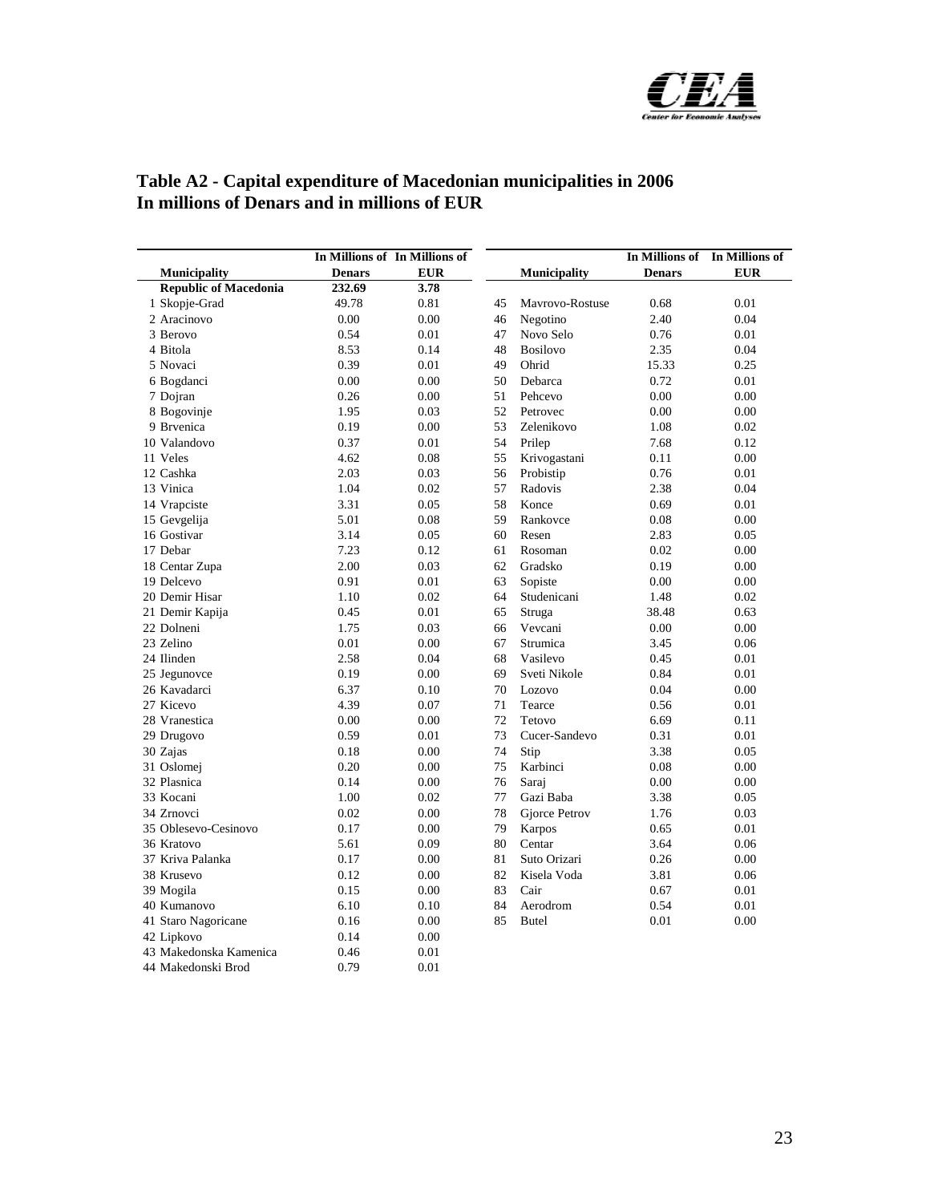## Table A2 - Capital expenditure of Macedonian municipalities in 2006
## In millions of Denars and in millions of EUR

| Municipality | In Millions of Denars | In Millions of EUR |  | Municipality | In Millions of Denars | In Millions of EUR |
|---|---|---|---|---|---|---|
| **Republic of Macedonia** | **232.69** | **3.78** | | | | |
| 1 Skopje-Grad | 49.78 | 0.81 | 45 | Mavrovo-Rostuse | 0.68 | 0.01 |
| 2 Aracinovo | 0.00 | 0.00 | 46 | Negotino | 2.40 | 0.04 |
| 3 Berovo | 0.54 | 0.01 | 47 | Novo Selo | 0.76 | 0.01 |
| 4 Bitola | 8.53 | 0.14 | 48 | Bosilovo | 2.35 | 0.04 |
| 5 Novaci | 0.39 | 0.01 | 49 | Ohrid | 15.33 | 0.25 |
| 6 Bogdanci | 0.00 | 0.00 | 50 | Debarca | 0.72 | 0.01 |
| 7 Dojran | 0.26 | 0.00 | 51 | Pehcevo | 0.00 | 0.00 |
| 8 Bogovinje | 1.95 | 0.03 | 52 | Petrovec | 0.00 | 0.00 |
| 9 Brvenica | 0.19 | 0.00 | 53 | Zelenikovo | 1.08 | 0.02 |
| 10 Valandovo | 0.37 | 0.01 | 54 | Prilep | 7.68 | 0.12 |
| 11 Veles | 4.62 | 0.08 | 55 | Krivogastani | 0.11 | 0.00 |
| 12 Cashka | 2.03 | 0.03 | 56 | Probistip | 0.76 | 0.01 |
| 13 Vinica | 1.04 | 0.02 | 57 | Radovis | 2.38 | 0.04 |
| 14 Vrapciste | 3.31 | 0.05 | 58 | Konce | 0.69 | 0.01 |
| 15 Gevgelija | 5.01 | 0.08 | 59 | Rankovce | 0.08 | 0.00 |
| 16 Gostivar | 3.14 | 0.05 | 60 | Resen | 2.83 | 0.05 |
| 17 Debar | 7.23 | 0.12 | 61 | Rosoman | 0.02 | 0.00 |
| 18 Centar Zupa | 2.00 | 0.03 | 62 | Gradsko | 0.19 | 0.00 |
| 19 Delcevo | 0.91 | 0.01 | 63 | Sopiste | 0.00 | 0.00 |
| 20 Demir Hisar | 1.10 | 0.02 | 64 | Studenicani | 1.48 | 0.02 |
| 21 Demir Kapija | 0.45 | 0.01 | 65 | Struga | 38.48 | 0.63 |
| 22 Dolneni | 1.75 | 0.03 | 66 | Vevcani | 0.00 | 0.00 |
| 23 Zelino | 0.01 | 0.00 | 67 | Strumica | 3.45 | 0.06 |
| 24 Ilinden | 2.58 | 0.04 | 68 | Vasilevo | 0.45 | 0.01 |
| 25 Jegunovce | 0.19 | 0.00 | 69 | Sveti Nikole | 0.84 | 0.01 |
| 26 Kavadarci | 6.37 | 0.10 | 70 | Lozovo | 0.04 | 0.00 |
| 27 Kicevo | 4.39 | 0.07 | 71 | Tearce | 0.56 | 0.01 |
| 28 Vranestica | 0.00 | 0.00 | 72 | Tetovo | 6.69 | 0.11 |
| 29 Drugovo | 0.59 | 0.01 | 73 | Cucer-Sandevo | 0.31 | 0.01 |
| 30 Zajas | 0.18 | 0.00 | 74 | Stip | 3.38 | 0.05 |
| 31 Oslomej | 0.20 | 0.00 | 75 | Karbinci | 0.08 | 0.00 |
| 32 Plasnica | 0.14 | 0.00 | 76 | Saraj | 0.00 | 0.00 |
| 33 Kocani | 1.00 | 0.02 | 77 | Gazi Baba | 3.38 | 0.05 |
| 34 Zrnovci | 0.02 | 0.00 | 78 | Gjorce Petrov | 1.76 | 0.03 |
| 35 Oblesevo-Cesinovo | 0.17 | 0.00 | 79 | Karpos | 0.65 | 0.01 |
| 36 Kratovo | 5.61 | 0.09 | 80 | Centar | 3.64 | 0.06 |
| 37 Kriva Palanka | 0.17 | 0.00 | 81 | Suto Orizari | 0.26 | 0.00 |
| 38 Krusevo | 0.12 | 0.00 | 82 | Kisela Voda | 3.81 | 0.06 |
| 39 Mogila | 0.15 | 0.00 | 83 | Cair | 0.67 | 0.01 |
| 40 Kumanovo | 6.10 | 0.10 | 84 | Aerodrom | 0.54 | 0.01 |
| 41 Staro Nagoricane | 0.16 | 0.00 | 85 | Butel | 0.01 | 0.00 |
| 42 Lipkovo | 0.14 | 0.00 | | | | |
| 43 Makedonska Kamenica | 0.46 | 0.01 | | | | |
| 44 Makedonski Brod | 0.79 | 0.01 | | | | |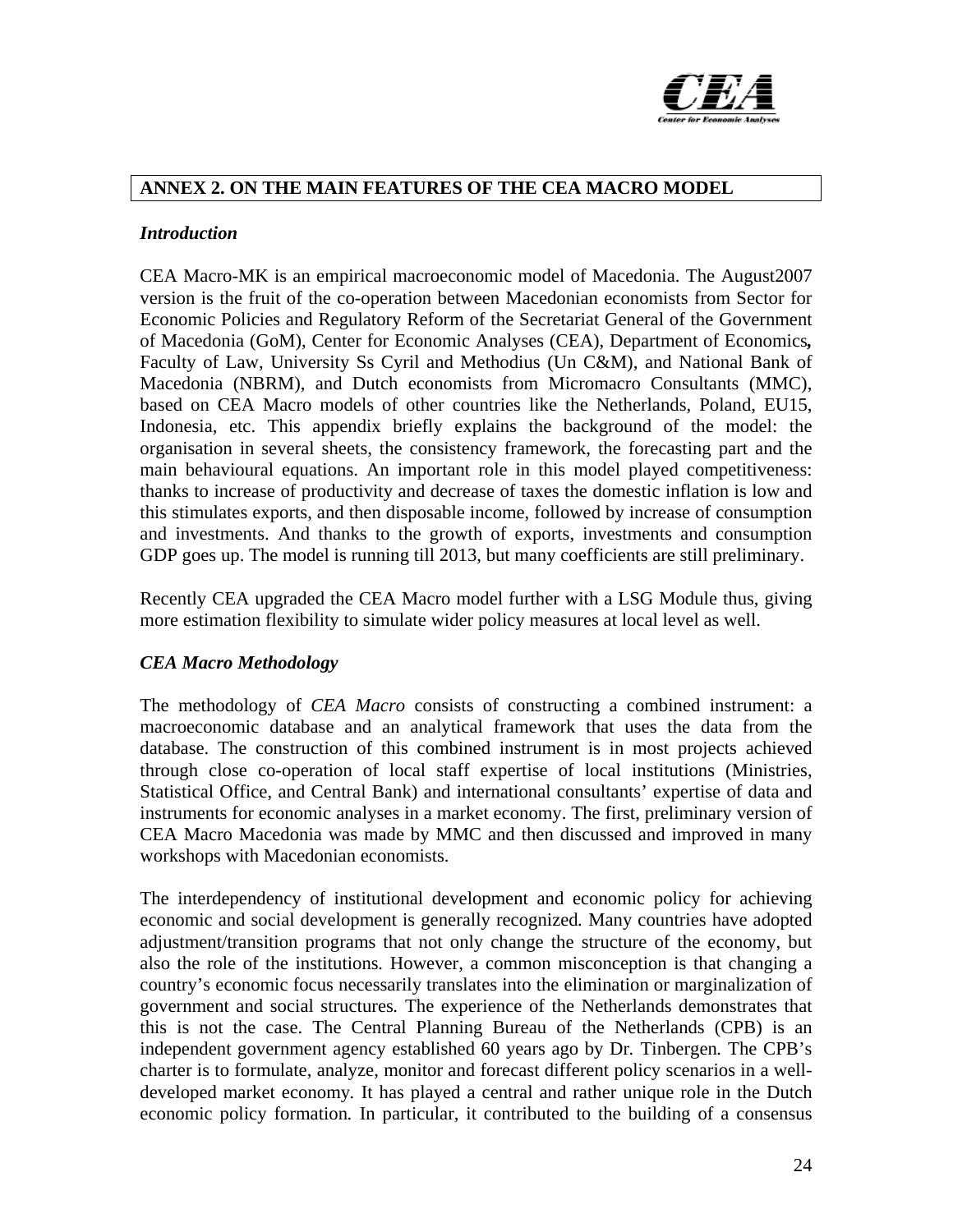## ANNEX 2. ON THE MAIN FEATURES OF THE CEA MACRO MODEL

### *Introduction*

CEA Macro-MK is an empirical macroeconomic model of Macedonia. The August2007 version is the fruit of the co-operation between Macedonian economists from Sector for Economic Policies and Regulatory Reform of the Secretariat General of the Government of Macedonia (GoM), Center for Economic Analyses (CEA), Department of Economics**,** Faculty of Law, University Ss Cyril and Methodius (Un C&M), and National Bank of Macedonia (NBRM), and Dutch economists from Micromacro Consultants (MMC), based on CEA Macro models of other countries like the Netherlands, Poland, EU15, Indonesia, etc. This appendix briefly explains the background of the model: the organisation in several sheets, the consistency framework, the forecasting part and the main behavioural equations. An important role in this model played competitiveness: thanks to increase of productivity and decrease of taxes the domestic inflation is low and this stimulates exports, and then disposable income, followed by increase of consumption and investments. And thanks to the growth of exports, investments and consumption GDP goes up. The model is running till 2013, but many coefficients are still preliminary.

Recently CEA upgraded the CEA Macro model further with a LSG Module thus, giving more estimation flexibility to simulate wider policy measures at local level as well.

### *CEA Macro Methodology*

The methodology of *CEA Macro* consists of constructing a combined instrument: a macroeconomic database and an analytical framework that uses the data from the database. The construction of this combined instrument is in most projects achieved through close co-operation of local staff expertise of local institutions (Ministries, Statistical Office, and Central Bank) and international consultants' expertise of data and instruments for economic analyses in a market economy. The first, preliminary version of CEA Macro Macedonia was made by MMC and then discussed and improved in many workshops with Macedonian economists.

The interdependency of institutional development and economic policy for achieving economic and social development is generally recognized. Many countries have adopted adjustment/transition programs that not only change the structure of the economy, but also the role of the institutions. However, a common misconception is that changing a country's economic focus necessarily translates into the elimination or marginalization of government and social structures. The experience of the Netherlands demonstrates that this is not the case. The Central Planning Bureau of the Netherlands (CPB) is an independent government agency established 60 years ago by Dr. Tinbergen. The CPB's charter is to formulate, analyze, monitor and forecast different policy scenarios in a well-developed market economy. It has played a central and rather unique role in the Dutch economic policy formation. In particular, it contributed to the building of a consensus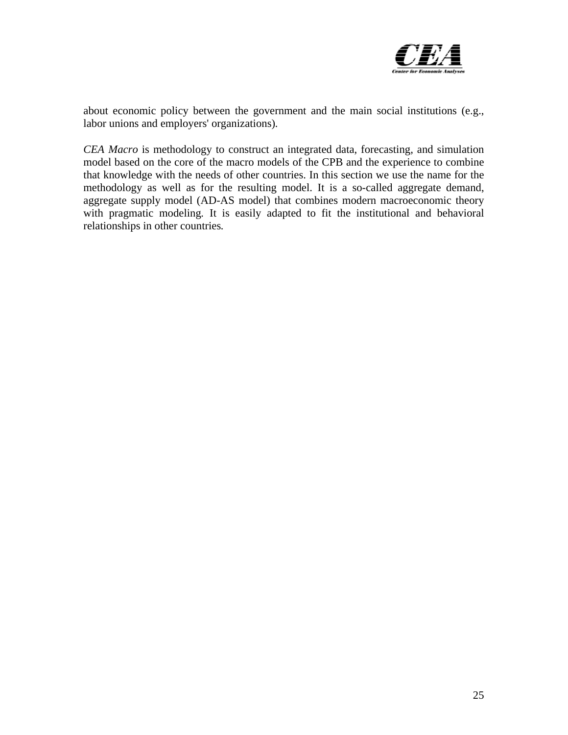about economic policy between the government and the main social institutions (e.g., labor unions and employers' organizations).

*CEA Macro* is methodology to construct an integrated data, forecasting, and simulation model based on the core of the macro models of the CPB and the experience to combine that knowledge with the needs of other countries. In this section we use the name for the methodology as well as for the resulting model. It is a so-called aggregate demand, aggregate supply model (AD-AS model) that combines modern macroeconomic theory with pragmatic modeling. It is easily adapted to fit the institutional and behavioral relationships in other countries.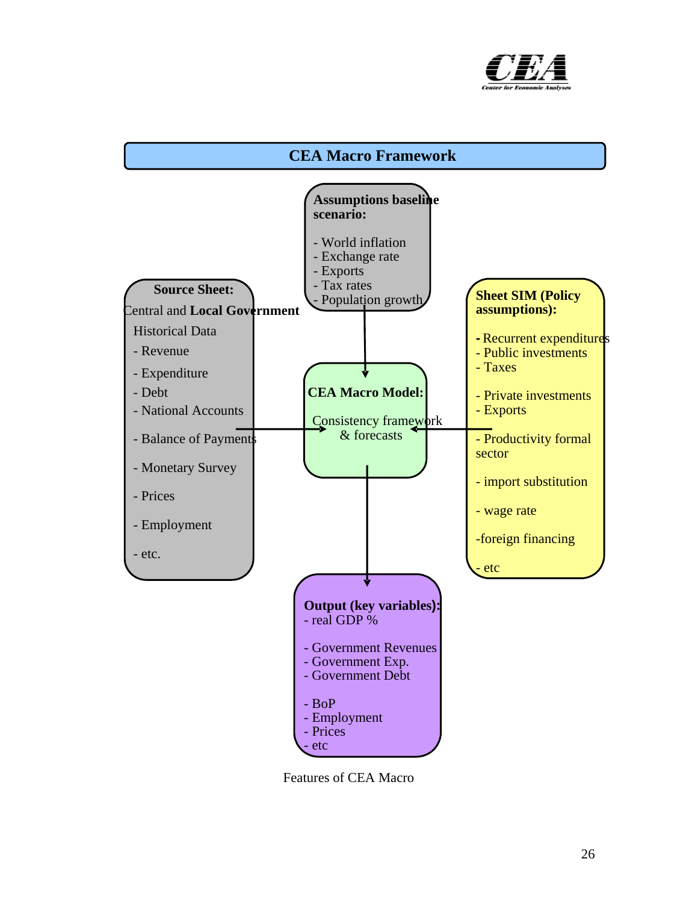## CEA Macro Framework

**Assumptions baseline scenario:**

- World inflation
- Exchange rate
- Exports
- Tax rates
- Population growth

**Source Sheet:**
Central and **Local Government**

Historical Data
- Revenue
- Expenditure
- Debt
- National Accounts
- Balance of Payments
- Monetary Survey
- Prices
- Employment
- etc.

**CEA Macro Model:**

Consistency framework & forecasts

**Sheet SIM (Policy assumptions):**

- Recurrent expenditures
- Public investments
- Taxes
- Private investments
- Exports
- Productivity formal sector
- import substitution
- wage rate
- foreign financing
- etc

**Output (key variables):**
- real GDP %
- Government Revenues
- Government Exp.
- Government Debt
- BoP
- Employment
- Prices
- etc

Features of CEA Macro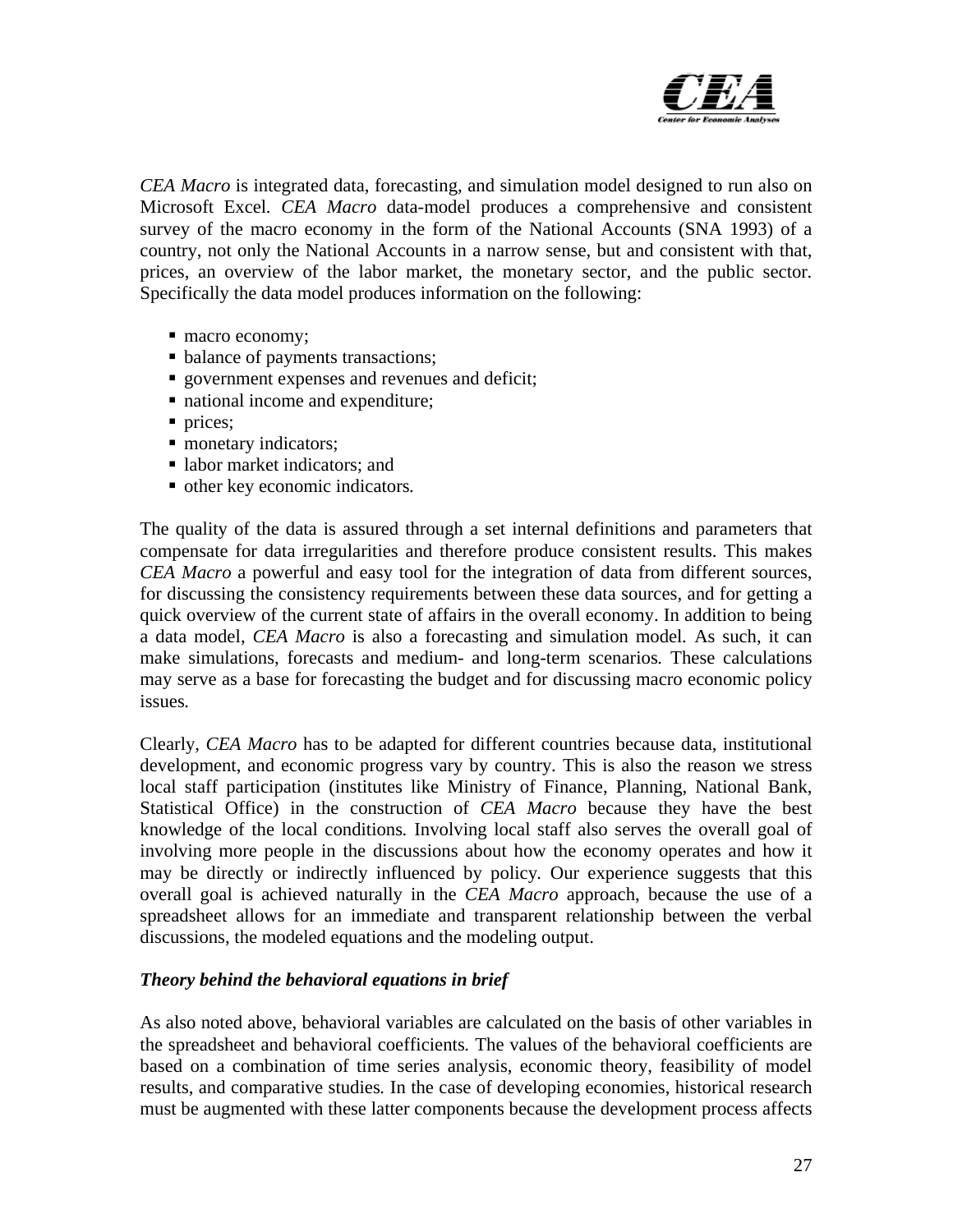*CEA Macro* is integrated data, forecasting, and simulation model designed to run also on Microsoft Excel. *CEA Macro* data-model produces a comprehensive and consistent survey of the macro economy in the form of the National Accounts (SNA 1993) of a country, not only the National Accounts in a narrow sense, but and consistent with that, prices, an overview of the labor market, the monetary sector, and the public sector. Specifically the data model produces information on the following:

- macro economy;
- balance of payments transactions;
- government expenses and revenues and deficit;
- national income and expenditure;
- prices;
- monetary indicators;
- labor market indicators; and
- other key economic indicators.

The quality of the data is assured through a set internal definitions and parameters that compensate for data irregularities and therefore produce consistent results. This makes *CEA Macro* a powerful and easy tool for the integration of data from different sources, for discussing the consistency requirements between these data sources, and for getting a quick overview of the current state of affairs in the overall economy. In addition to being a data model, *CEA Macro* is also a forecasting and simulation model. As such, it can make simulations, forecasts and medium- and long-term scenarios. These calculations may serve as a base for forecasting the budget and for discussing macro economic policy issues.

Clearly, *CEA Macro* has to be adapted for different countries because data, institutional development, and economic progress vary by country. This is also the reason we stress local staff participation (institutes like Ministry of Finance, Planning, National Bank, Statistical Office) in the construction of *CEA Macro* because they have the best knowledge of the local conditions. Involving local staff also serves the overall goal of involving more people in the discussions about how the economy operates and how it may be directly or indirectly influenced by policy. Our experience suggests that this overall goal is achieved naturally in the *CEA Macro* approach, because the use of a spreadsheet allows for an immediate and transparent relationship between the verbal discussions, the modeled equations and the modeling output.

***Theory behind the behavioral equations in brief***

As also noted above, behavioral variables are calculated on the basis of other variables in the spreadsheet and behavioral coefficients. The values of the behavioral coefficients are based on a combination of time series analysis, economic theory, feasibility of model results, and comparative studies. In the case of developing economies, historical research must be augmented with these latter components because the development process affects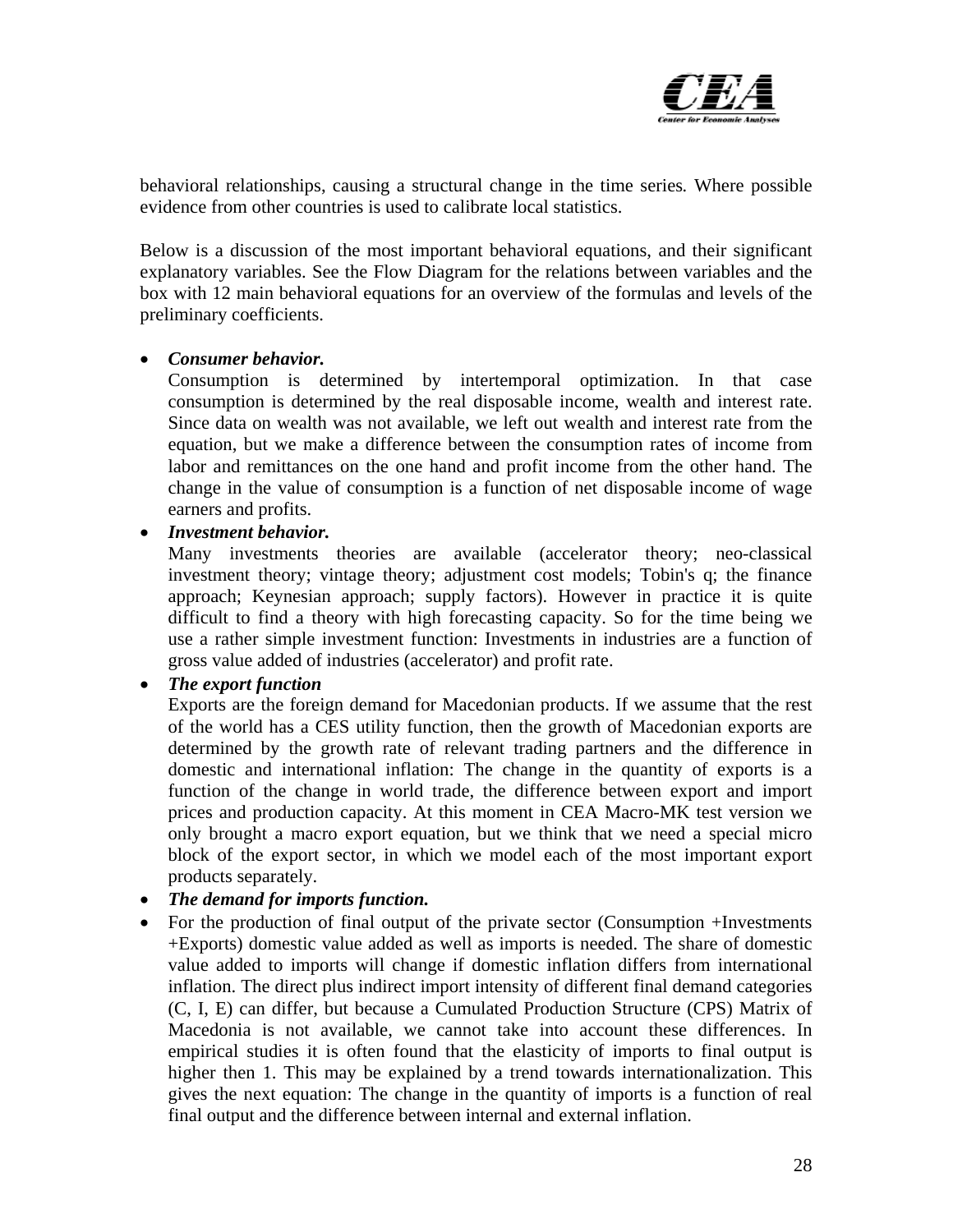behavioral relationships, causing a structural change in the time series. Where possible evidence from other countries is used to calibrate local statistics.

Below is a discussion of the most important behavioral equations, and their significant explanatory variables. See the Flow Diagram for the relations between variables and the box with 12 main behavioral equations for an overview of the formulas and levels of the preliminary coefficients.

- ***Consumer behavior.***
  Consumption is determined by intertemporal optimization. In that case consumption is determined by the real disposable income, wealth and interest rate. Since data on wealth was not available, we left out wealth and interest rate from the equation, but we make a difference between the consumption rates of income from labor and remittances on the one hand and profit income from the other hand. The change in the value of consumption is a function of net disposable income of wage earners and profits.
- ***Investment behavior.***
  Many investments theories are available (accelerator theory; neo-classical investment theory; vintage theory; adjustment cost models; Tobin's q; the finance approach; Keynesian approach; supply factors). However in practice it is quite difficult to find a theory with high forecasting capacity. So for the time being we use a rather simple investment function: Investments in industries are a function of gross value added of industries (accelerator) and profit rate.
- ***The export function***
  Exports are the foreign demand for Macedonian products. If we assume that the rest of the world has a CES utility function, then the growth of Macedonian exports are determined by the growth rate of relevant trading partners and the difference in domestic and international inflation: The change in the quantity of exports is a function of the change in world trade, the difference between export and import prices and production capacity. At this moment in CEA Macro-MK test version we only brought a macro export equation, but we think that we need a special micro block of the export sector, in which we model each of the most important export products separately.
- ***The demand for imports function.***
- For the production of final output of the private sector (Consumption +Investments +Exports) domestic value added as well as imports is needed. The share of domestic value added to imports will change if domestic inflation differs from international inflation. The direct plus indirect import intensity of different final demand categories (C, I, E) can differ, but because a Cumulated Production Structure (CPS) Matrix of Macedonia is not available, we cannot take into account these differences. In empirical studies it is often found that the elasticity of imports to final output is higher then 1. This may be explained by a trend towards internationalization. This gives the next equation: The change in the quantity of imports is a function of real final output and the difference between internal and external inflation.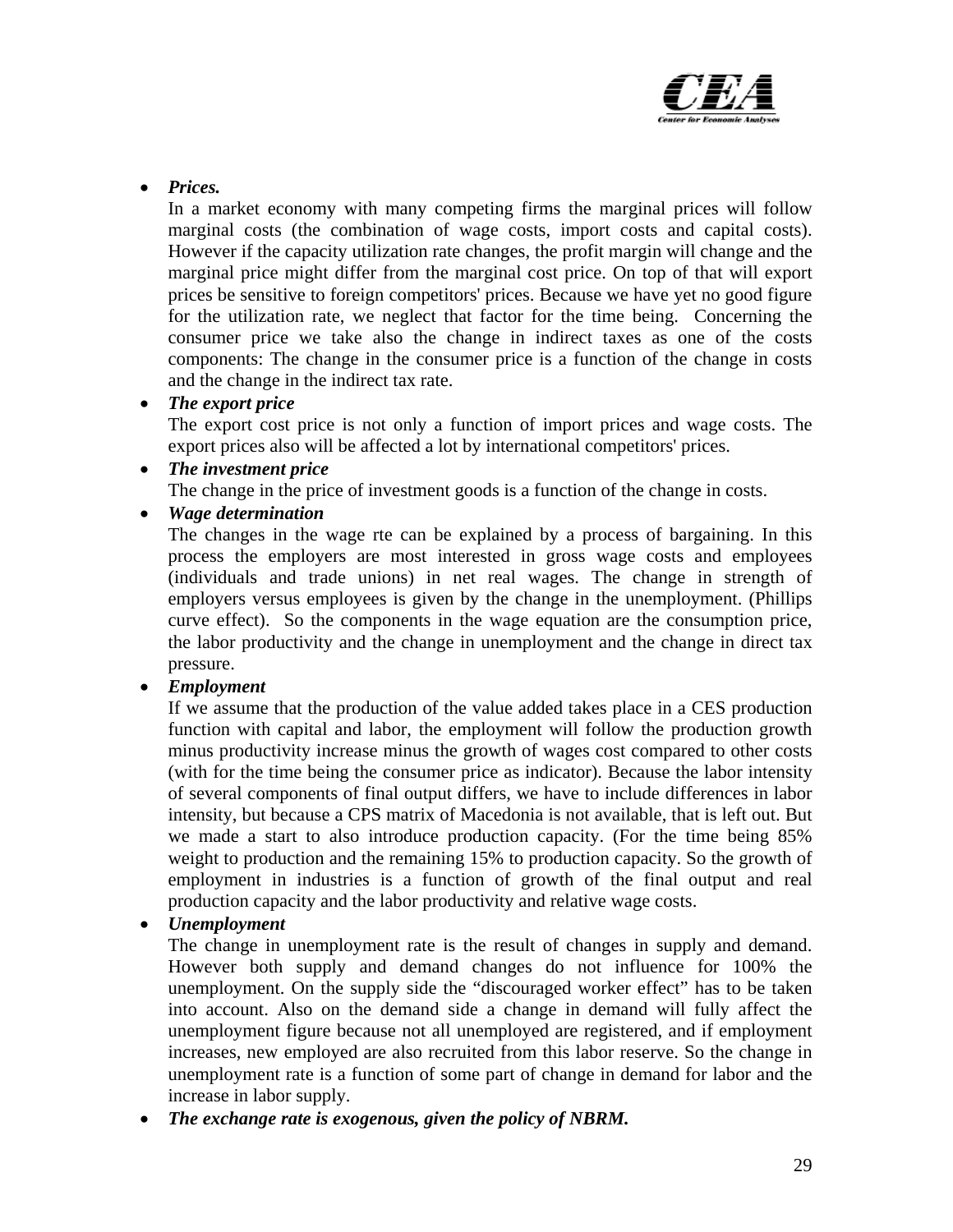- ***Prices.***
  In a market economy with many competing firms the marginal prices will follow marginal costs (the combination of wage costs, import costs and capital costs). However if the capacity utilization rate changes, the profit margin will change and the marginal price might differ from the marginal cost price. On top of that will export prices be sensitive to foreign competitors' prices. Because we have yet no good figure for the utilization rate, we neglect that factor for the time being. Concerning the consumer price we take also the change in indirect taxes as one of the costs components: The change in the consumer price is a function of the change in costs and the change in the indirect tax rate.
- ***The export price***
  The export cost price is not only a function of import prices and wage costs. The export prices also will be affected a lot by international competitors' prices.
- ***The investment price***
  The change in the price of investment goods is a function of the change in costs.
- ***Wage determination***
  The changes in the wage rte can be explained by a process of bargaining. In this process the employers are most interested in gross wage costs and employees (individuals and trade unions) in net real wages. The change in strength of employers versus employees is given by the change in the unemployment. (Phillips curve effect). So the components in the wage equation are the consumption price, the labor productivity and the change in unemployment and the change in direct tax pressure.
- ***Employment***
  If we assume that the production of the value added takes place in a CES production function with capital and labor, the employment will follow the production growth minus productivity increase minus the growth of wages cost compared to other costs (with for the time being the consumer price as indicator). Because the labor intensity of several components of final output differs, we have to include differences in labor intensity, but because a CPS matrix of Macedonia is not available, that is left out. But we made a start to also introduce production capacity. (For the time being 85% weight to production and the remaining 15% to production capacity. So the growth of employment in industries is a function of growth of the final output and real production capacity and the labor productivity and relative wage costs.
- ***Unemployment***
  The change in unemployment rate is the result of changes in supply and demand. However both supply and demand changes do not influence for 100% the unemployment. On the supply side the "discouraged worker effect" has to be taken into account. Also on the demand side a change in demand will fully affect the unemployment figure because not all unemployed are registered, and if employment increases, new employed are also recruited from this labor reserve. So the change in unemployment rate is a function of some part of change in demand for labor and the increase in labor supply.
- ***The exchange rate is exogenous, given the policy of NBRM.***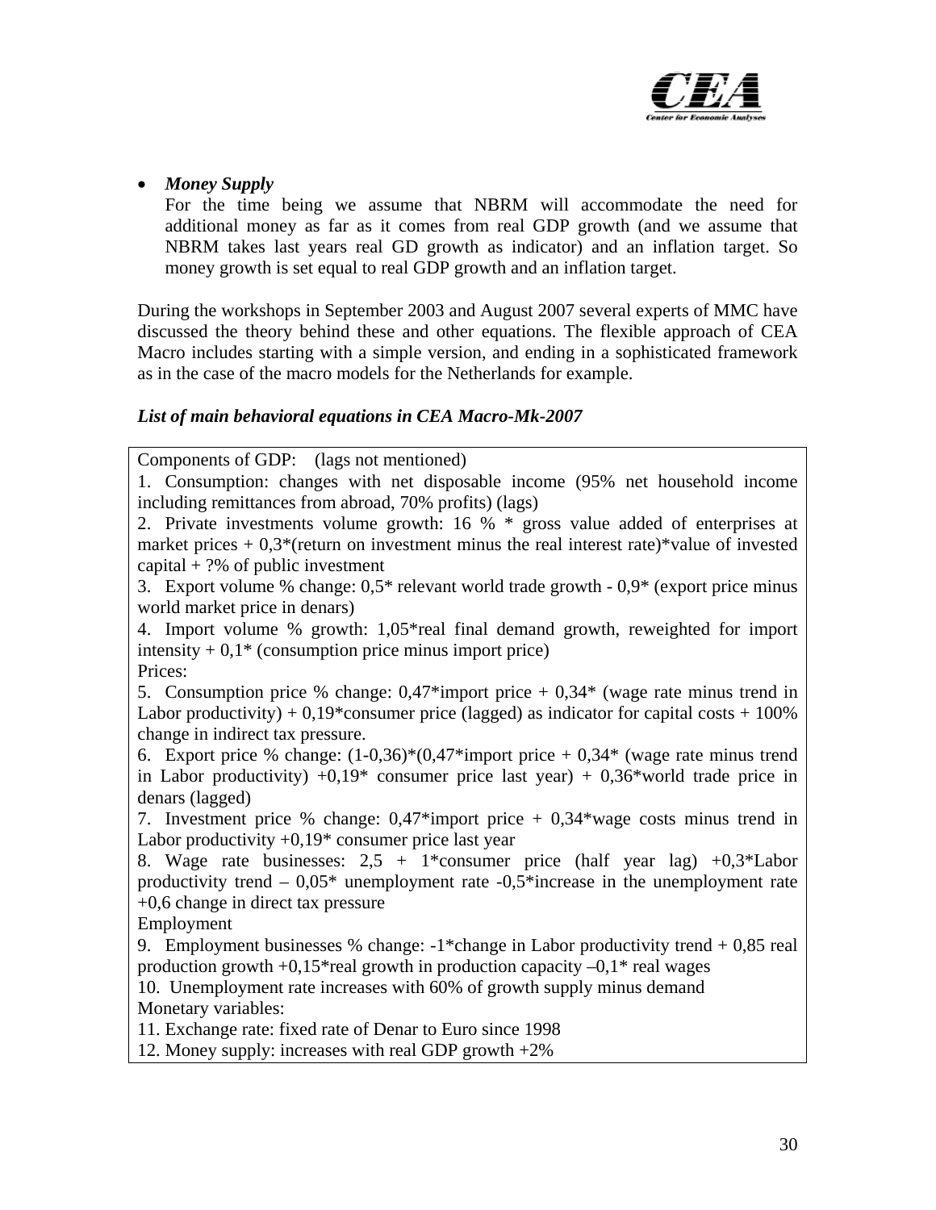- ***Money Supply***

  For the time being we assume that NBRM will accommodate the need for additional money as far as it comes from real GDP growth (and we assume that NBRM takes last years real GD growth as indicator) and an inflation target. So money growth is set equal to real GDP growth and an inflation target.

During the workshops in September 2003 and August 2007 several experts of MMC have discussed the theory behind these and other equations. The flexible approach of CEA Macro includes starting with a simple version, and ending in a sophisticated framework as in the case of the macro models for the Netherlands for example.

***List of main behavioral equations in CEA Macro-Mk-2007***

Components of GDP: (lags not mentioned)

1. Consumption: changes with net disposable income (95% net household income including remittances from abroad, 70% profits) (lags)
2. Private investments volume growth: 16 % * gross value added of enterprises at market prices + 0,3*(return on investment minus the real interest rate)*value of invested capital + ?% of public investment
3. Export volume % change: 0,5* relevant world trade growth - 0,9* (export price minus world market price in denars)
4. Import volume % growth: 1,05*real final demand growth, reweighted for import intensity + 0,1* (consumption price minus import price)

Prices:

5. Consumption price % change: 0,47*import price + 0,34* (wage rate minus trend in Labor productivity) + 0,19*consumer price (lagged) as indicator for capital costs + 100% change in indirect tax pressure.
6. Export price % change: (1-0,36)*(0,47*import price + 0,34* (wage rate minus trend in Labor productivity) +0,19* consumer price last year) + 0,36*world trade price in denars (lagged)
7. Investment price % change: 0,47*import price + 0,34*wage costs minus trend in Labor productivity +0,19* consumer price last year
8. Wage rate businesses: 2,5 + 1*consumer price (half year lag) +0,3*Labor productivity trend – 0,05* unemployment rate -0,5*increase in the unemployment rate +0,6 change in direct tax pressure

Employment

9. Employment businesses % change: -1*change in Labor productivity trend + 0,85 real production growth +0,15*real growth in production capacity –0,1* real wages
10. Unemployment rate increases with 60% of growth supply minus demand

Monetary variables:

11. Exchange rate: fixed rate of Denar to Euro since 1998
12. Money supply: increases with real GDP growth +2%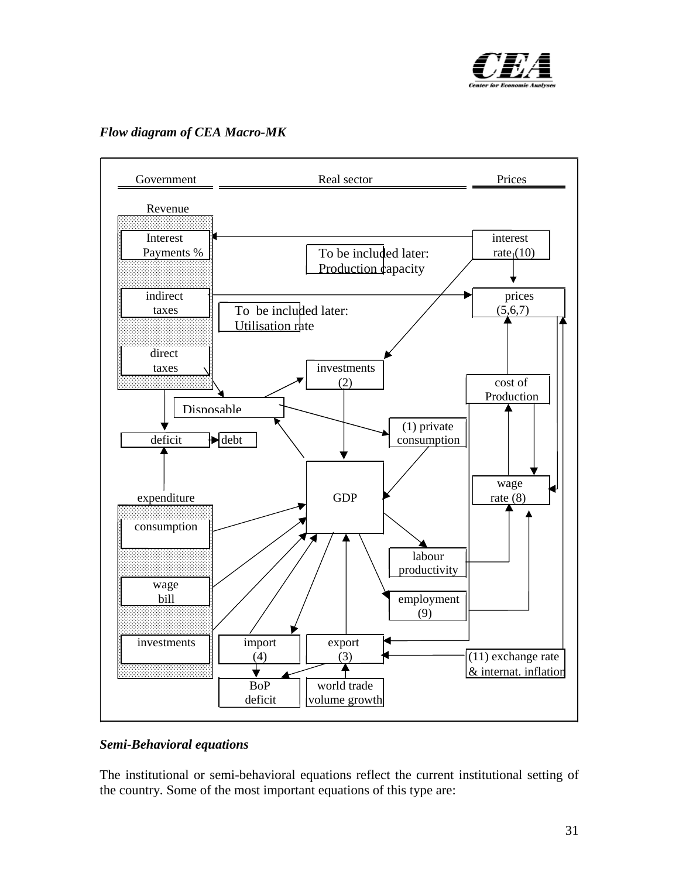*Flow diagram of CEA Macro-MK*

Government | Real sector | Prices

**Government**

Revenue
- Interest Payments %
- indirect taxes
- direct taxes

deficit → debt

expenditure
- consumption
- wage bill
- investments

**Real sector**

To be included later: Production capacity

To be included later: Utilisation rate

Disposable

investments (2)

(1) private consumption

GDP

labour productivity

employment (9)

import (4)

export (3)

BoP deficit

world trade volume growth

**Prices**

interest rate (10)

prices (5,6,7)

cost of Production

wage rate (8)

(11) exchange rate & internat. inflation

*Semi-Behavioral equations*

The institutional or semi-behavioral equations reflect the current institutional setting of the country. Some of the most important equations of this type are: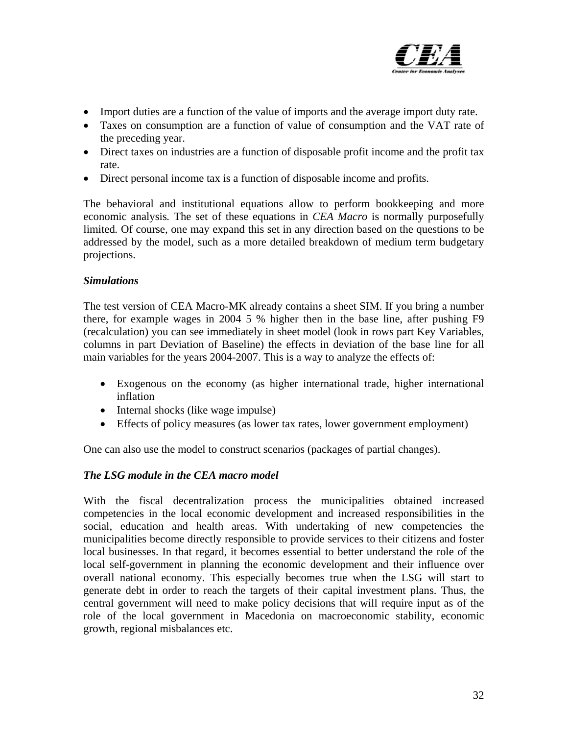- Import duties are a function of the value of imports and the average import duty rate.
- Taxes on consumption are a function of value of consumption and the VAT rate of the preceding year.
- Direct taxes on industries are a function of disposable profit income and the profit tax rate.
- Direct personal income tax is a function of disposable income and profits.

The behavioral and institutional equations allow to perform bookkeeping and more economic analysis. The set of these equations in *CEA Macro* is normally purposefully limited. Of course, one may expand this set in any direction based on the questions to be addressed by the model, such as a more detailed breakdown of medium term budgetary projections.

***Simulations***

The test version of CEA Macro-MK already contains a sheet SIM. If you bring a number there, for example wages in 2004 5 % higher then in the base line, after pushing F9 (recalculation) you can see immediately in sheet model (look in rows part Key Variables, columns in part Deviation of Baseline) the effects in deviation of the base line for all main variables for the years 2004-2007. This is a way to analyze the effects of:

- Exogenous on the economy (as higher international trade, higher international inflation
- Internal shocks (like wage impulse)
- Effects of policy measures (as lower tax rates, lower government employment)

One can also use the model to construct scenarios (packages of partial changes).

***The LSG module in the CEA macro model***

With the fiscal decentralization process the municipalities obtained increased competencies in the local economic development and increased responsibilities in the social, education and health areas. With undertaking of new competencies the municipalities become directly responsible to provide services to their citizens and foster local businesses. In that regard, it becomes essential to better understand the role of the local self-government in planning the economic development and their influence over overall national economy. This especially becomes true when the LSG will start to generate debt in order to reach the targets of their capital investment plans. Thus, the central government will need to make policy decisions that will require input as of the role of the local government in Macedonia on macroeconomic stability, economic growth, regional misbalances etc.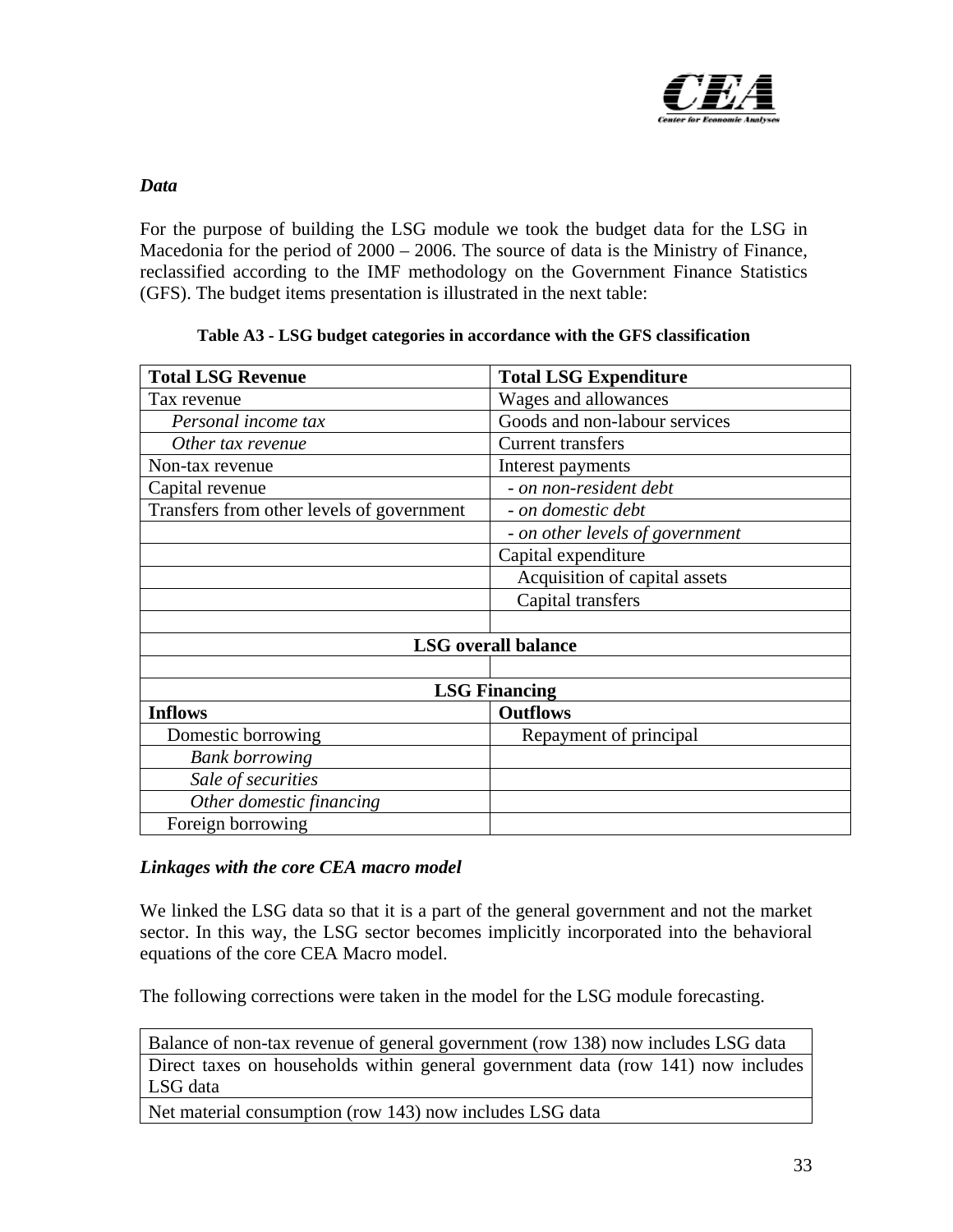### *Data*

For the purpose of building the LSG module we took the budget data for the LSG in Macedonia for the period of 2000 – 2006. The source of data is the Ministry of Finance, reclassified according to the IMF methodology on the Government Finance Statistics (GFS). The budget items presentation is illustrated in the next table:

**Table A3 - LSG budget categories in accordance with the GFS classification**

| **Total LSG Revenue** | **Total LSG Expenditure** |
|---|---|
| Tax revenue | Wages and allowances |
| *Personal income tax* | Goods and non-labour services |
| *Other tax revenue* | Current transfers |
| Non-tax revenue | Interest payments |
| Capital revenue | *- on non-resident debt* |
| Transfers from other levels of government | *- on domestic debt* |
| | *- on other levels of government* |
| | Capital expenditure |
| | Acquisition of capital assets |
| | Capital transfers |
| | |
| **LSG overall balance** | |
| | |
| **LSG Financing** | |
| **Inflows** | **Outflows** |
| Domestic borrowing | Repayment of principal |
| *Bank borrowing* | |
| *Sale of securities* | |
| *Other domestic financing* | |
| Foreign borrowing | |

### *Linkages with the core CEA macro model*

We linked the LSG data so that it is a part of the general government and not the market sector. In this way, the LSG sector becomes implicitly incorporated into the behavioral equations of the core CEA Macro model.

The following corrections were taken in the model for the LSG module forecasting.

| |
|---|
| Balance of non-tax revenue of general government (row 138) now includes LSG data |
| Direct taxes on households within general government data (row 141) now includes LSG data |
| Net material consumption (row 143) now includes LSG data |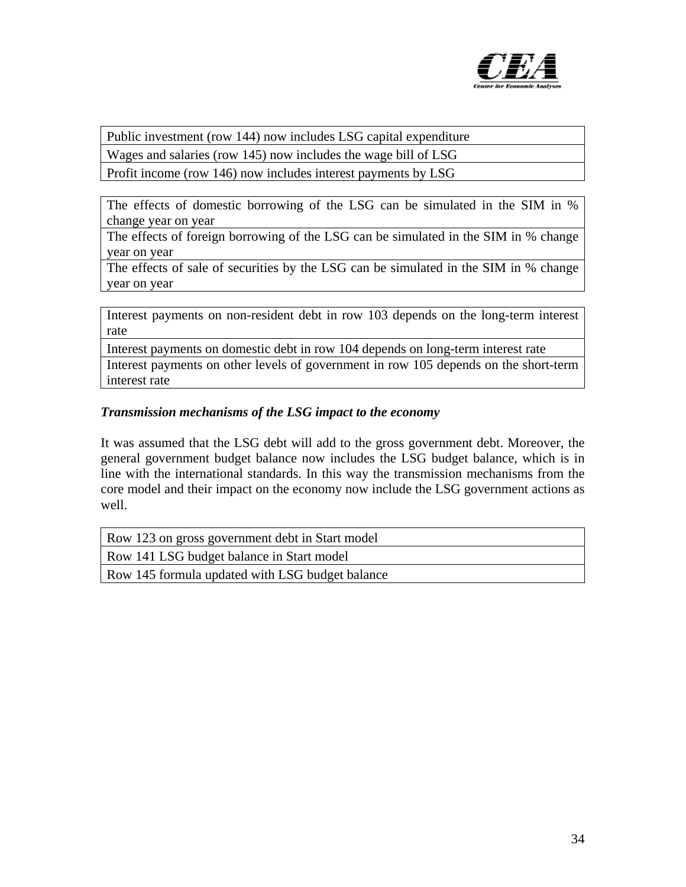| |
|---|
| Public investment (row 144) now includes LSG capital expenditure |
| Wages and salaries (row 145) now includes the wage bill of LSG |
| Profit income (row 146) now includes interest payments by LSG |

| |
|---|
| The effects of domestic borrowing of the LSG can be simulated in the SIM in % change year on year |
| The effects of foreign borrowing of the LSG can be simulated in the SIM in % change year on year |
| The effects of sale of securities by the LSG can be simulated in the SIM in % change year on year |

| |
|---|
| Interest payments on non-resident debt in row 103 depends on the long-term interest rate |
| Interest payments on domestic debt in row 104 depends on long-term interest rate |
| Interest payments on other levels of government in row 105 depends on the short-term interest rate |

***Transmission mechanisms of the LSG impact to the economy***

It was assumed that the LSG debt will add to the gross government debt. Moreover, the general government budget balance now includes the LSG budget balance, which is in line with the international standards. In this way the transmission mechanisms from the core model and their impact on the economy now include the LSG government actions as well.

| |
|---|
| Row 123 on gross government debt in Start model |
| Row 141 LSG budget balance in Start model |
| Row 145 formula updated with LSG budget balance |